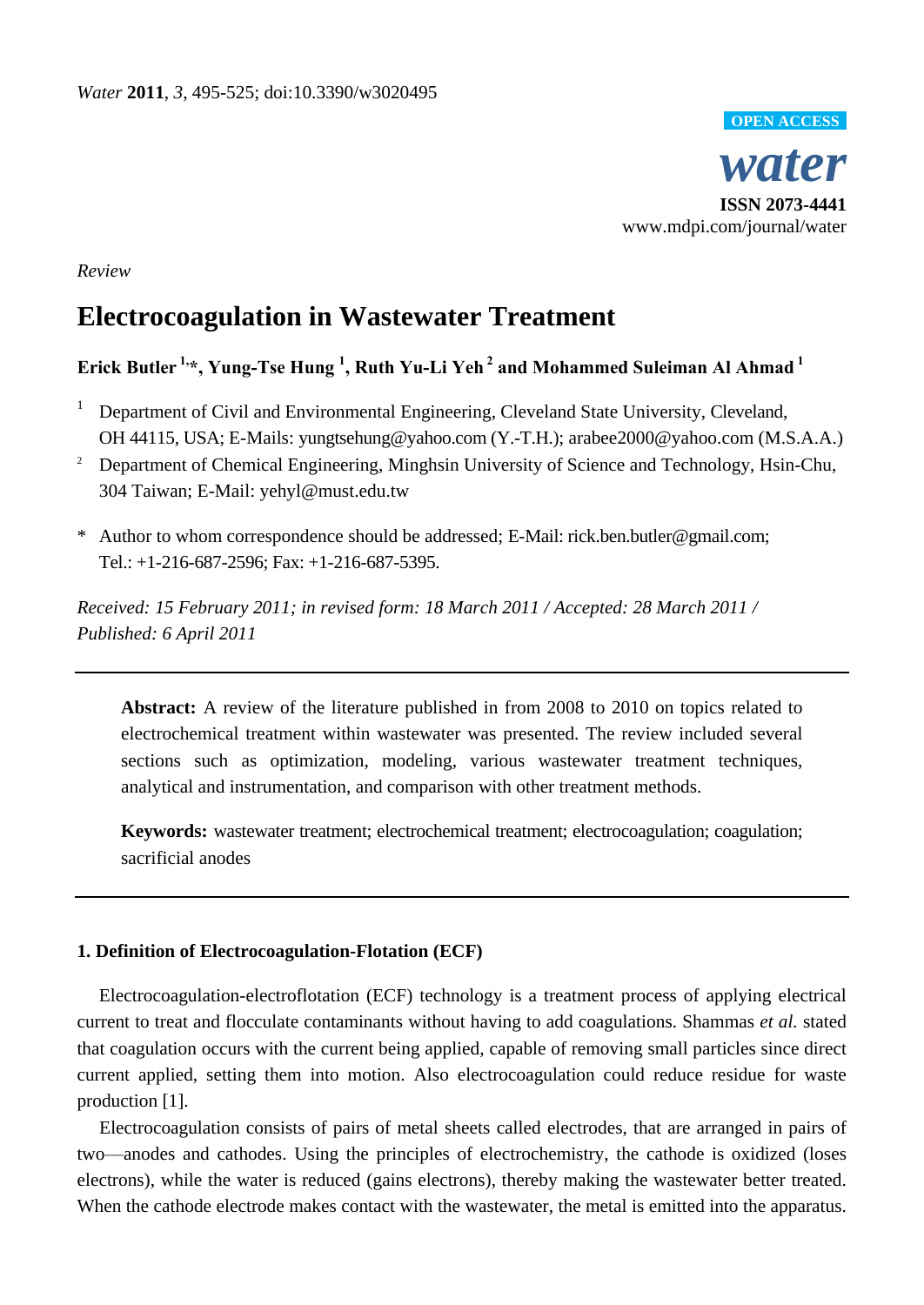*Water* **2011**, *3*, 495-525; doi:10.3390/w3020495

**OPEN ACCESS**

***water***

**ISSN 2073-4441**

www.mdpi.com/journal/water

*Review*

# Electrocoagulation in Wastewater Treatment

**Erick Butler [1,*], Yung-Tse Hung [1], Ruth Yu-Li Yeh [2] and Mohammed Suleiman Al Ahmad [1]**

[1] Department of Civil and Environmental Engineering, Cleveland State University, Cleveland, OH 44115, USA; E-Mails: yungtsehung@yahoo.com (Y.-T.H.); arabee2000@yahoo.com (M.S.A.A.)

[2] Department of Chemical Engineering, Minghsin University of Science and Technology, Hsin-Chu, 304 Taiwan; E-Mail: yehyl@must.edu.tw

\* Author to whom correspondence should be addressed; E-Mail: rick.ben.butler@gmail.com; Tel.: +1-216-687-2596; Fax: +1-216-687-5395.

*Received: 15 February 2011; in revised form: 18 March 2011 / Accepted: 28 March 2011 / Published: 6 April 2011*

---

**Abstract:** A review of the literature published in from 2008 to 2010 on topics related to electrochemical treatment within wastewater was presented. The review included several sections such as optimization, modeling, various wastewater treatment techniques, analytical and instrumentation, and comparison with other treatment methods.

**Keywords:** wastewater treatment; electrochemical treatment; electrocoagulation; coagulation; sacrificial anodes

---

## 1. Definition of Electrocoagulation-Flotation (ECF)

Electrocoagulation-electroflotation (ECF) technology is a treatment process of applying electrical current to treat and flocculate contaminants without having to add coagulations. Shammas *et al.* stated that coagulation occurs with the current being applied, capable of removing small particles since direct current applied, setting them into motion. Also electrocoagulation could reduce residue for waste production [1].

Electrocoagulation consists of pairs of metal sheets called electrodes, that are arranged in pairs of two—anodes and cathodes. Using the principles of electrochemistry, the cathode is oxidized (loses electrons), while the water is reduced (gains electrons), thereby making the wastewater better treated. When the cathode electrode makes contact with the wastewater, the metal is emitted into the apparatus.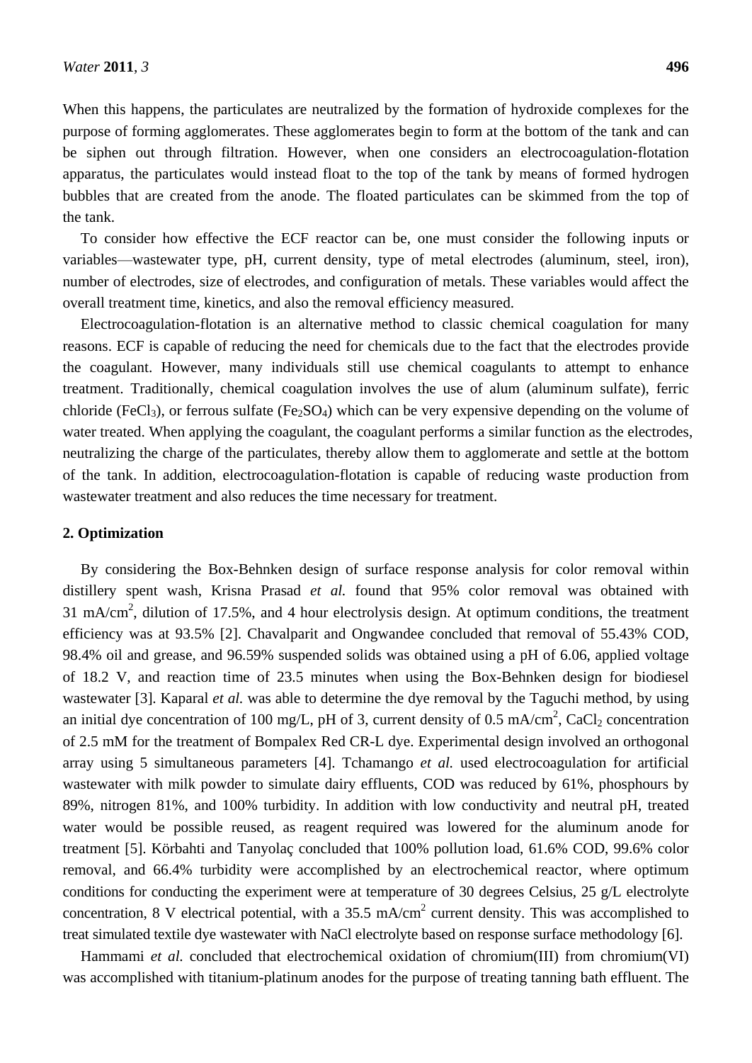When this happens, the particulates are neutralized by the formation of hydroxide complexes for the purpose of forming agglomerates. These agglomerates begin to form at the bottom of the tank and can be siphen out through filtration. However, when one considers an electrocoagulation-flotation apparatus, the particulates would instead float to the top of the tank by means of formed hydrogen bubbles that are created from the anode. The floated particulates can be skimmed from the top of the tank.

To consider how effective the ECF reactor can be, one must consider the following inputs or variables—wastewater type, pH, current density, type of metal electrodes (aluminum, steel, iron), number of electrodes, size of electrodes, and configuration of metals. These variables would affect the overall treatment time, kinetics, and also the removal efficiency measured.

Electrocoagulation-flotation is an alternative method to classic chemical coagulation for many reasons. ECF is capable of reducing the need for chemicals due to the fact that the electrodes provide the coagulant. However, many individuals still use chemical coagulants to attempt to enhance treatment. Traditionally, chemical coagulation involves the use of alum (aluminum sulfate), ferric chloride ($FeCl_3$), or ferrous sulfate ($Fe_2SO_4$) which can be very expensive depending on the volume of water treated. When applying the coagulant, the coagulant performs a similar function as the electrodes, neutralizing the charge of the particulates, thereby allow them to agglomerate and settle at the bottom of the tank. In addition, electrocoagulation-flotation is capable of reducing waste production from wastewater treatment and also reduces the time necessary for treatment.

## 2. Optimization

By considering the Box-Behnken design of surface response analysis for color removal within distillery spent wash, Krisna Prasad *et al.* found that 95% color removal was obtained with 31 $mA/cm^2$, dilution of 17.5%, and 4 hour electrolysis design. At optimum conditions, the treatment efficiency was at 93.5% [2]. Chavalparit and Ongwandee concluded that removal of 55.43% COD, 98.4% oil and grease, and 96.59% suspended solids was obtained using a pH of 6.06, applied voltage of 18.2 V, and reaction time of 23.5 minutes when using the Box-Behnken design for biodiesel wastewater [3]. Kaparal *et al.* was able to determine the dye removal by the Taguchi method, by using an initial dye concentration of 100 mg/L, pH of 3, current density of 0.5 $mA/cm^2$, $CaCl_2$ concentration of 2.5 mM for the treatment of Bompalex Red CR-L dye. Experimental design involved an orthogonal array using 5 simultaneous parameters [4]. Tchamango *et al.* used electrocoagulation for artificial wastewater with milk powder to simulate dairy effluents, COD was reduced by 61%, phosphours by 89%, nitrogen 81%, and 100% turbidity. In addition with low conductivity and neutral pH, treated water would be possible reused, as reagent required was lowered for the aluminum anode for treatment [5]. Körbahti and Tanyolaç concluded that 100% pollution load, 61.6% COD, 99.6% color removal, and 66.4% turbidity were accomplished by an electrochemical reactor, where optimum conditions for conducting the experiment were at temperature of 30 degrees Celsius, 25 g/L electrolyte concentration, 8 V electrical potential, with a 35.5 $mA/cm^2$ current density. This was accomplished to treat simulated textile dye wastewater with NaCl electrolyte based on response surface methodology [6].

Hammami *et al.* concluded that electrochemical oxidation of chromium(III) from chromium(VI) was accomplished with titanium-platinum anodes for the purpose of treating tanning bath effluent. The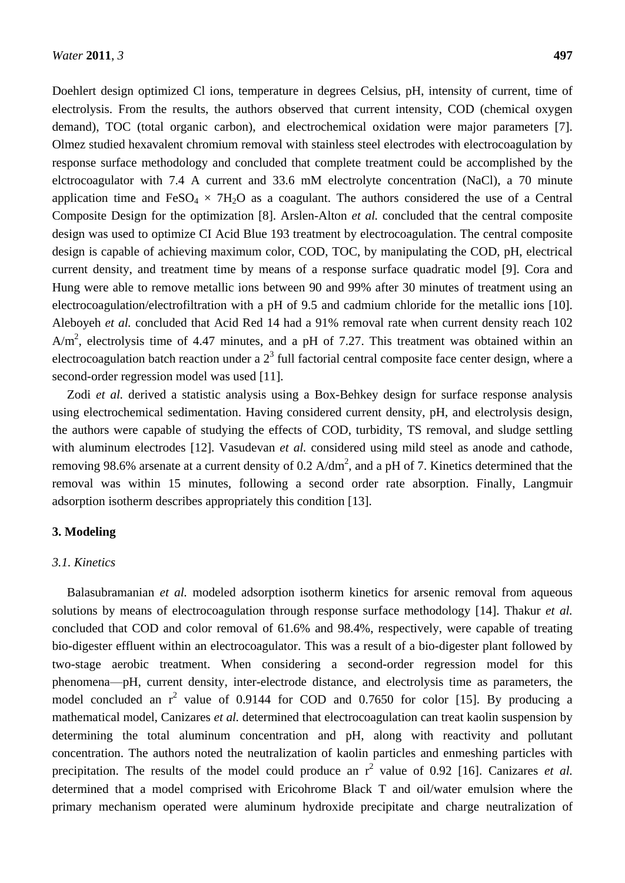Doehlert design optimized Cl ions, temperature in degrees Celsius, pH, intensity of current, time of electrolysis. From the results, the authors observed that current intensity, COD (chemical oxygen demand), TOC (total organic carbon), and electrochemical oxidation were major parameters [7]. Olmez studied hexavalent chromium removal with stainless steel electrodes with electrocoagulation by response surface methodology and concluded that complete treatment could be accomplished by the elctrocoagulator with 7.4 A current and 33.6 mM electrolyte concentration (NaCl), a 70 minute application time and $FeSO_4 \times 7H_2O$ as a coagulant. The authors considered the use of a Central Composite Design for the optimization [8]. Arslen-Alton *et al.* concluded that the central composite design was used to optimize CI Acid Blue 193 treatment by electrocoagulation. The central composite design is capable of achieving maximum color, COD, TOC, by manipulating the COD, pH, electrical current density, and treatment time by means of a response surface quadratic model [9]. Cora and Hung were able to remove metallic ions between 90 and 99% after 30 minutes of treatment using an electrocoagulation/electrofiltration with a pH of 9.5 and cadmium chloride for the metallic ions [10]. Aleboyeh *et al.* concluded that Acid Red 14 had a 91% removal rate when current density reach 102 $A/m^2$, electrolysis time of 4.47 minutes, and a pH of 7.27. This treatment was obtained within an electrocoagulation batch reaction under a $2^3$ full factorial central composite face center design, where a second-order regression model was used [11].

Zodi *et al.* derived a statistic analysis using a Box-Behkey design for surface response analysis using electrochemical sedimentation. Having considered current density, pH, and electrolysis design, the authors were capable of studying the effects of COD, turbidity, TS removal, and sludge settling with aluminum electrodes [12]. Vasudevan *et al.* considered using mild steel as anode and cathode, removing 98.6% arsenate at a current density of 0.2 $A/dm^2$, and a pH of 7. Kinetics determined that the removal was within 15 minutes, following a second order rate absorption. Finally, Langmuir adsorption isotherm describes appropriately this condition [13].

## 3. Modeling

### *3.1. Kinetics*

Balasubramanian *et al.* modeled adsorption isotherm kinetics for arsenic removal from aqueous solutions by means of electrocoagulation through response surface methodology [14]. Thakur *et al.* concluded that COD and color removal of 61.6% and 98.4%, respectively, were capable of treating bio-digester effluent within an electrocoagulator. This was a result of a bio-digester plant followed by two-stage aerobic treatment. When considering a second-order regression model for this phenomena—pH, current density, inter-electrode distance, and electrolysis time as parameters, the model concluded an $r^2$ value of 0.9144 for COD and 0.7650 for color [15]. By producing a mathematical model, Canizares *et al.* determined that electrocoagulation can treat kaolin suspension by determining the total aluminum concentration and pH, along with reactivity and pollutant concentration. The authors noted the neutralization of kaolin particles and enmeshing particles with precipitation. The results of the model could produce an $r^2$ value of 0.92 [16]. Canizares *et al.* determined that a model comprised with Ericohrome Black T and oil/water emulsion where the primary mechanism operated were aluminum hydroxide precipitate and charge neutralization of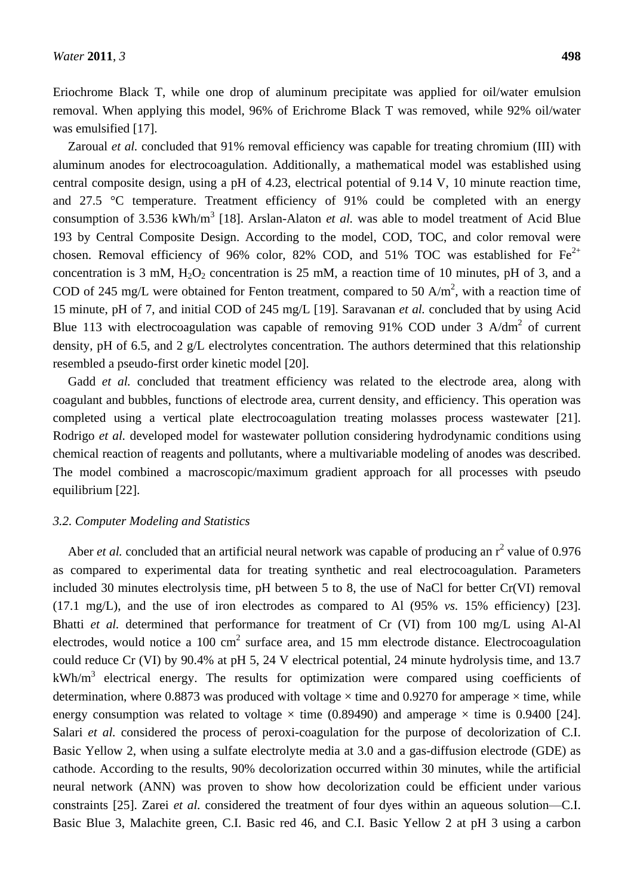Eriochrome Black T, while one drop of aluminum precipitate was applied for oil/water emulsion removal. When applying this model, 96% of Erichrome Black T was removed, while 92% oil/water was emulsified [17].

Zaroual *et al.* concluded that 91% removal efficiency was capable for treating chromium (III) with aluminum anodes for electrocoagulation. Additionally, a mathematical model was established using central composite design, using a pH of 4.23, electrical potential of 9.14 V, 10 minute reaction time, and 27.5 °C temperature. Treatment efficiency of 91% could be completed with an energy consumption of 3.536 kWh/$m^3$ [18]. Arslan-Alaton *et al.* was able to model treatment of Acid Blue 193 by Central Composite Design. According to the model, COD, TOC, and color removal were chosen. Removal efficiency of 96% color, 82% COD, and 51% TOC was established for $Fe^{2+}$ concentration is 3 mM, $H_2O_2$ concentration is 25 mM, a reaction time of 10 minutes, pH of 3, and a COD of 245 mg/L were obtained for Fenton treatment, compared to 50 A/$m^2$, with a reaction time of 15 minute, pH of 7, and initial COD of 245 mg/L [19]. Saravanan *et al.* concluded that by using Acid Blue 113 with electrocoagulation was capable of removing 91% COD under 3 A/$dm^2$ of current density, pH of 6.5, and 2 g/L electrolytes concentration. The authors determined that this relationship resembled a pseudo-first order kinetic model [20].

Gadd *et al.* concluded that treatment efficiency was related to the electrode area, along with coagulant and bubbles, functions of electrode area, current density, and efficiency. This operation was completed using a vertical plate electrocoagulation treating molasses process wastewater [21]. Rodrigo *et al.* developed model for wastewater pollution considering hydrodynamic conditions using chemical reaction of reagents and pollutants, where a multivariable modeling of anodes was described. The model combined a macroscopic/maximum gradient approach for all processes with pseudo equilibrium [22].

### *3.2. Computer Modeling and Statistics*

Aber *et al.* concluded that an artificial neural network was capable of producing an $r^2$ value of 0.976 as compared to experimental data for treating synthetic and real electrocoagulation. Parameters included 30 minutes electrolysis time, pH between 5 to 8, the use of NaCl for better Cr(VI) removal (17.1 mg/L), and the use of iron electrodes as compared to Al (95% *vs.* 15% efficiency) [23]. Bhatti *et al.* determined that performance for treatment of Cr (VI) from 100 mg/L using Al-Al electrodes, would notice a 100 $cm^2$ surface area, and 15 mm electrode distance. Electrocoagulation could reduce Cr (VI) by 90.4% at pH 5, 24 V electrical potential, 24 minute hydrolysis time, and 13.7 kWh/$m^3$ electrical energy. The results for optimization were compared using coefficients of determination, where 0.8873 was produced with voltage × time and 0.9270 for amperage × time, while energy consumption was related to voltage × time (0.89490) and amperage × time is 0.9400 [24]. Salari *et al.* considered the process of peroxi-coagulation for the purpose of decolorization of C.I. Basic Yellow 2, when using a sulfate electrolyte media at 3.0 and a gas-diffusion electrode (GDE) as cathode. According to the results, 90% decolorization occurred within 30 minutes, while the artificial neural network (ANN) was proven to show how decolorization could be efficient under various constraints [25]. Zarei *et al.* considered the treatment of four dyes within an aqueous solution—C.I. Basic Blue 3, Malachite green, C.I. Basic red 46, and C.I. Basic Yellow 2 at pH 3 using a carbon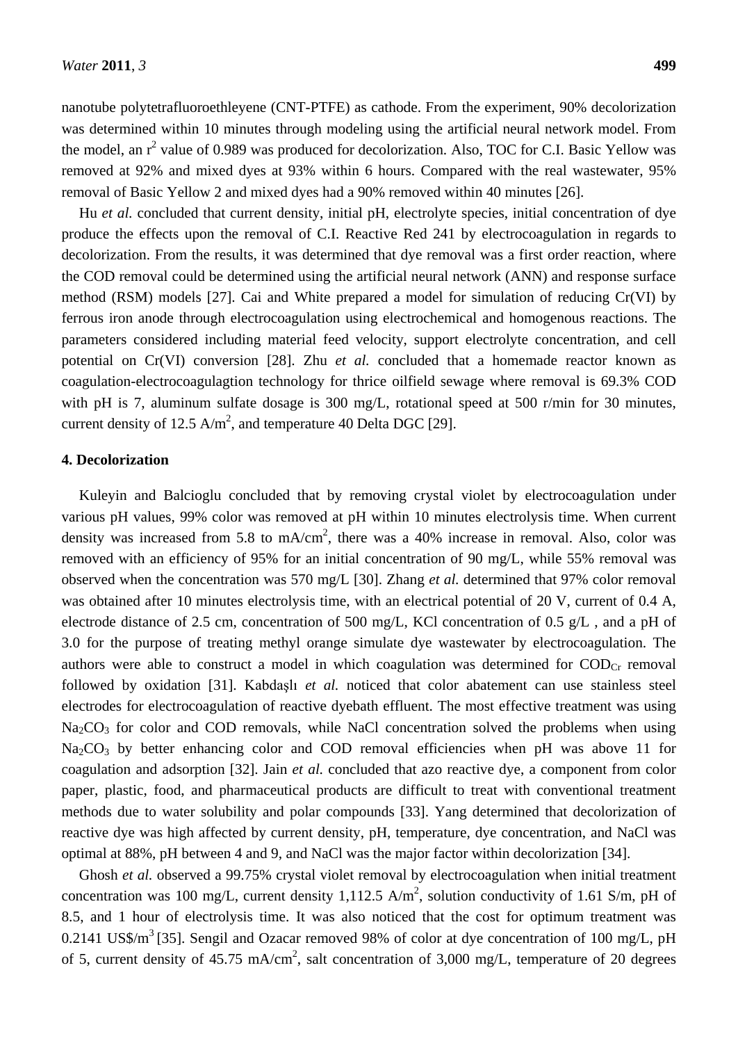nanotube polytetrafluoroethleyene (CNT-PTFE) as cathode. From the experiment, 90% decolorization was determined within 10 minutes through modeling using the artificial neural network model. From the model, an $r^2$ value of 0.989 was produced for decolorization. Also, TOC for C.I. Basic Yellow was removed at 92% and mixed dyes at 93% within 6 hours. Compared with the real wastewater, 95% removal of Basic Yellow 2 and mixed dyes had a 90% removed within 40 minutes [26].

Hu *et al.* concluded that current density, initial pH, electrolyte species, initial concentration of dye produce the effects upon the removal of C.I. Reactive Red 241 by electrocoagulation in regards to decolorization. From the results, it was determined that dye removal was a first order reaction, where the COD removal could be determined using the artificial neural network (ANN) and response surface method (RSM) models [27]. Cai and White prepared a model for simulation of reducing Cr(VI) by ferrous iron anode through electrocoagulation using electrochemical and homogenous reactions. The parameters considered including material feed velocity, support electrolyte concentration, and cell potential on Cr(VI) conversion [28]. Zhu *et al.* concluded that a homemade reactor known as coagulation-electrocoagulagtion technology for thrice oilfield sewage where removal is 69.3% COD with pH is 7, aluminum sulfate dosage is 300 mg/L, rotational speed at 500 r/min for 30 minutes, current density of 12.5 A/$m^2$, and temperature 40 Delta DGC [29].

## 4. Decolorization

Kuleyin and Balcioglu concluded that by removing crystal violet by electrocoagulation under various pH values, 99% color was removed at pH within 10 minutes electrolysis time. When current density was increased from 5.8 to mA/$cm^2$, there was a 40% increase in removal. Also, color was removed with an efficiency of 95% for an initial concentration of 90 mg/L, while 55% removal was observed when the concentration was 570 mg/L [30]. Zhang *et al.* determined that 97% color removal was obtained after 10 minutes electrolysis time, with an electrical potential of 20 V, current of 0.4 A, electrode distance of 2.5 cm, concentration of 500 mg/L, KCl concentration of 0.5 g/L , and a pH of 3.0 for the purpose of treating methyl orange simulate dye wastewater by electrocoagulation. The authors were able to construct a model in which coagulation was determined for $COD_{Cr}$ removal followed by oxidation [31]. Kabdaşlı *et al.* noticed that color abatement can use stainless steel electrodes for electrocoagulation of reactive dyebath effluent. The most effective treatment was using $Na_2CO_3$ for color and COD removals, while NaCl concentration solved the problems when using $Na_2CO_3$ by better enhancing color and COD removal efficiencies when pH was above 11 for coagulation and adsorption [32]. Jain *et al.* concluded that azo reactive dye, a component from color paper, plastic, food, and pharmaceutical products are difficult to treat with conventional treatment methods due to water solubility and polar compounds [33]. Yang determined that decolorization of reactive dye was high affected by current density, pH, temperature, dye concentration, and NaCl was optimal at 88%, pH between 4 and 9, and NaCl was the major factor within decolorization [34].

Ghosh *et al.* observed a 99.75% crystal violet removal by electrocoagulation when initial treatment concentration was 100 mg/L, current density 1,112.5 A/$m^2$, solution conductivity of 1.61 S/m, pH of 8.5, and 1 hour of electrolysis time. It was also noticed that the cost for optimum treatment was 0.2141 US\$/$m^3$ [35]. Sengil and Ozacar removed 98% of color at dye concentration of 100 mg/L, pH of 5, current density of 45.75 mA/$cm^2$, salt concentration of 3,000 mg/L, temperature of 20 degrees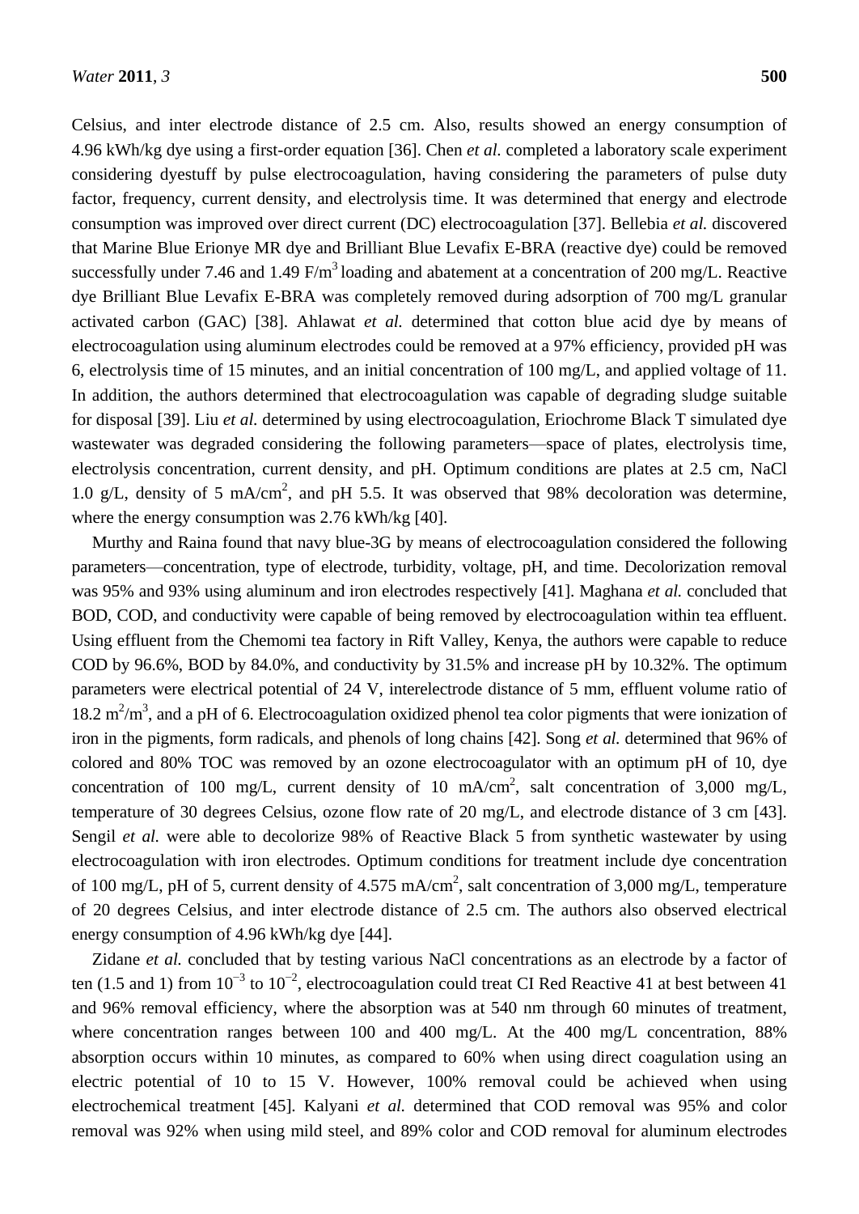Celsius, and inter electrode distance of 2.5 cm. Also, results showed an energy consumption of 4.96 kWh/kg dye using a first-order equation [36]. Chen *et al.* completed a laboratory scale experiment considering dyestuff by pulse electrocoagulation, having considering the parameters of pulse duty factor, frequency, current density, and electrolysis time. It was determined that energy and electrode consumption was improved over direct current (DC) electrocoagulation [37]. Bellebia *et al.* discovered that Marine Blue Erionye MR dye and Brilliant Blue Levafix E-BRA (reactive dye) could be removed successfully under 7.46 and 1.49 F/m$^3$ loading and abatement at a concentration of 200 mg/L. Reactive dye Brilliant Blue Levafix E-BRA was completely removed during adsorption of 700 mg/L granular activated carbon (GAC) [38]. Ahlawat *et al.* determined that cotton blue acid dye by means of electrocoagulation using aluminum electrodes could be removed at a 97% efficiency, provided pH was 6, electrolysis time of 15 minutes, and an initial concentration of 100 mg/L, and applied voltage of 11. In addition, the authors determined that electrocoagulation was capable of degrading sludge suitable for disposal [39]. Liu *et al.* determined by using electrocoagulation, Eriochrome Black T simulated dye wastewater was degraded considering the following parameters—space of plates, electrolysis time, electrolysis concentration, current density, and pH. Optimum conditions are plates at 2.5 cm, NaCl 1.0 g/L, density of 5 mA/cm$^2$, and pH 5.5. It was observed that 98% decoloration was determine, where the energy consumption was 2.76 kWh/kg [40].

Murthy and Raina found that navy blue-3G by means of electrocoagulation considered the following parameters—concentration, type of electrode, turbidity, voltage, pH, and time. Decolorization removal was 95% and 93% using aluminum and iron electrodes respectively [41]. Maghana *et al.* concluded that BOD, COD, and conductivity were capable of being removed by electrocoagulation within tea effluent. Using effluent from the Chemomi tea factory in Rift Valley, Kenya, the authors were capable to reduce COD by 96.6%, BOD by 84.0%, and conductivity by 31.5% and increase pH by 10.32%. The optimum parameters were electrical potential of 24 V, interelectrode distance of 5 mm, effluent volume ratio of 18.2 m$^2$/m$^3$, and a pH of 6. Electrocoagulation oxidized phenol tea color pigments that were ionization of iron in the pigments, form radicals, and phenols of long chains [42]. Song *et al.* determined that 96% of colored and 80% TOC was removed by an ozone electrocoagulator with an optimum pH of 10, dye concentration of 100 mg/L, current density of 10 mA/cm$^2$, salt concentration of 3,000 mg/L, temperature of 30 degrees Celsius, ozone flow rate of 20 mg/L, and electrode distance of 3 cm [43]. Sengil *et al.* were able to decolorize 98% of Reactive Black 5 from synthetic wastewater by using electrocoagulation with iron electrodes. Optimum conditions for treatment include dye concentration of 100 mg/L, pH of 5, current density of 4.575 mA/cm$^2$, salt concentration of 3,000 mg/L, temperature of 20 degrees Celsius, and inter electrode distance of 2.5 cm. The authors also observed electrical energy consumption of 4.96 kWh/kg dye [44].

Zidane *et al.* concluded that by testing various NaCl concentrations as an electrode by a factor of ten (1.5 and 1) from $10^{-3}$ to $10^{-2}$, electrocoagulation could treat CI Red Reactive 41 at best between 41 and 96% removal efficiency, where the absorption was at 540 nm through 60 minutes of treatment, where concentration ranges between 100 and 400 mg/L. At the 400 mg/L concentration, 88% absorption occurs within 10 minutes, as compared to 60% when using direct coagulation using an electric potential of 10 to 15 V. However, 100% removal could be achieved when using electrochemical treatment [45]. Kalyani *et al.* determined that COD removal was 95% and color removal was 92% when using mild steel, and 89% color and COD removal for aluminum electrodes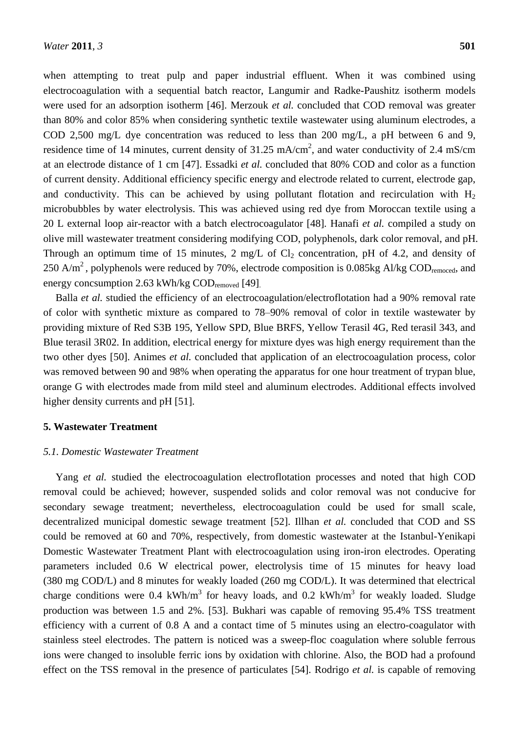when attempting to treat pulp and paper industrial effluent. When it was combined using electrocoagulation with a sequential batch reactor, Langumir and Radke-Paushitz isotherm models were used for an adsorption isotherm [46]. Merzouk *et al.* concluded that COD removal was greater than 80% and color 85% when considering synthetic textile wastewater using aluminum electrodes, a COD 2,500 mg/L dye concentration was reduced to less than 200 mg/L, a pH between 6 and 9, residence time of 14 minutes, current density of 31.25 mA/cm$^2$, and water conductivity of 2.4 mS/cm at an electrode distance of 1 cm [47]. Essadki *et al.* concluded that 80% COD and color as a function of current density. Additional efficiency specific energy and electrode related to current, electrode gap, and conductivity. This can be achieved by using pollutant flotation and recirculation with $H_2$ microbubbles by water electrolysis. This was achieved using red dye from Moroccan textile using a 20 L external loop air-reactor with a batch electrocoagulator [48]. Hanafi *et al.* compiled a study on olive mill wastewater treatment considering modifying COD, polyphenols, dark color removal, and pH. Through an optimum time of 15 minutes, 2 mg/L of $Cl_2$ concentration, pH of 4.2, and density of 250 A/m$^2$, polyphenols were reduced by 70%, electrode composition is 0.085kg Al/kg $COD_{remoced}$, and energy concsumption 2.63 kWh/kg $COD_{removed}$ [49].

Balla *et al.* studied the efficiency of an electrocoagulation/electroflotation had a 90% removal rate of color with synthetic mixture as compared to 78–90% removal of color in textile wastewater by providing mixture of Red S3B 195, Yellow SPD, Blue BRFS, Yellow Terasil 4G, Red terasil 343, and Blue terasil 3R02. In addition, electrical energy for mixture dyes was high energy requirement than the two other dyes [50]. Animes *et al.* concluded that application of an electrocoagulation process, color was removed between 90 and 98% when operating the apparatus for one hour treatment of trypan blue, orange G with electrodes made from mild steel and aluminum electrodes. Additional effects involved higher density currents and pH [51].

## 5. Wastewater Treatment

### *5.1. Domestic Wastewater Treatment*

Yang *et al.* studied the electrocoagulation electroflotation processes and noted that high COD removal could be achieved; however, suspended solids and color removal was not conducive for secondary sewage treatment; nevertheless, electrocoagulation could be used for small scale, decentralized municipal domestic sewage treatment [52]. Illhan *et al.* concluded that COD and SS could be removed at 60 and 70%, respectively, from domestic wastewater at the Istanbul-Yenikapi Domestic Wastewater Treatment Plant with electrocoagulation using iron-iron electrodes. Operating parameters included 0.6 W electrical power, electrolysis time of 15 minutes for heavy load (380 mg COD/L) and 8 minutes for weakly loaded (260 mg COD/L). It was determined that electrical charge conditions were 0.4 kWh/m$^3$ for heavy loads, and 0.2 kWh/m$^3$ for weakly loaded. Sludge production was between 1.5 and 2%. [53]. Bukhari was capable of removing 95.4% TSS treatment efficiency with a current of 0.8 A and a contact time of 5 minutes using an electro-coagulator with stainless steel electrodes. The pattern is noticed was a sweep-floc coagulation where soluble ferrous ions were changed to insoluble ferric ions by oxidation with chlorine. Also, the BOD had a profound effect on the TSS removal in the presence of particulates [54]. Rodrigo *et al.* is capable of removing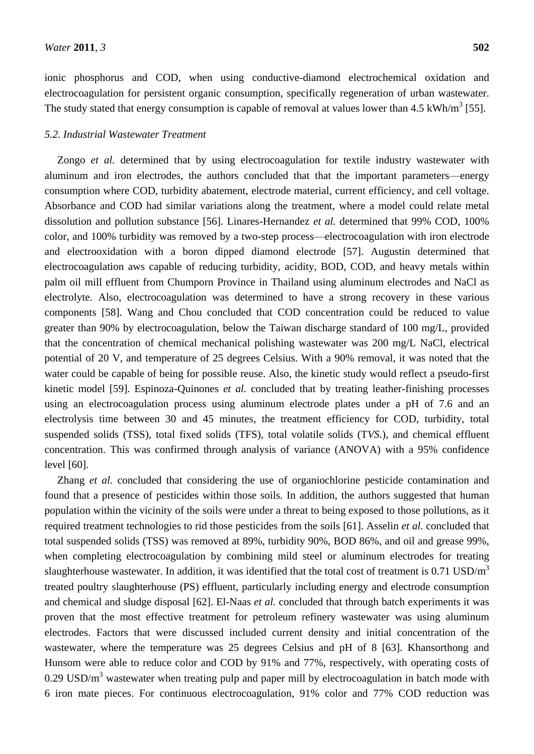ionic phosphorus and COD, when using conductive-diamond electrochemical oxidation and electrocoagulation for persistent organic consumption, specifically regeneration of urban wastewater. The study stated that energy consumption is capable of removal at values lower than 4.5 kWh/m$^3$ [55].

### *5.2. Industrial Wastewater Treatment*

Zongo *et al.* determined that by using electrocoagulation for textile industry wastewater with aluminum and iron electrodes, the authors concluded that that the important parameters—energy consumption where COD, turbidity abatement, electrode material, current efficiency, and cell voltage. Absorbance and COD had similar variations along the treatment, where a model could relate metal dissolution and pollution substance [56]. Linares-Hernandez *et al.* determined that 99% COD, 100% color, and 100% turbidity was removed by a two-step process—electrocoagulation with iron electrode and electrooxidation with a boron dipped diamond electrode [57]. Augustin determined that electrocoagulation aws capable of reducing turbidity, acidity, BOD, COD, and heavy metals within palm oil mill effluent from Chumporn Province in Thailand using aluminum electrodes and NaCl as electrolyte. Also, electrocoagulation was determined to have a strong recovery in these various components [58]. Wang and Chou concluded that COD concentration could be reduced to value greater than 90% by electrocoagulation, below the Taiwan discharge standard of 100 mg/L, provided that the concentration of chemical mechanical polishing wastewater was 200 mg/L NaCl, electrical potential of 20 V, and temperature of 25 degrees Celsius. With a 90% removal, it was noted that the water could be capable of being for possible reuse. Also, the kinetic study would reflect a pseudo-first kinetic model [59]. Espinoza-Quinones *et al.* concluded that by treating leather-finishing processes using an electrocoagulation process using aluminum electrode plates under a pH of 7.6 and an electrolysis time between 30 and 45 minutes, the treatment efficiency for COD, turbidity, total suspended solids (TSS), total fixed solids (TFS), total volatile solids (T*VS.*), and chemical effluent concentration. This was confirmed through analysis of variance (ANOVA) with a 95% confidence level [60].

Zhang *et al.* concluded that considering the use of organiochlorine pesticide contamination and found that a presence of pesticides within those soils. In addition, the authors suggested that human population within the vicinity of the soils were under a threat to being exposed to those pollutions, as it required treatment technologies to rid those pesticides from the soils [61]. Asselin *et al.* concluded that total suspended solids (TSS) was removed at 89%, turbidity 90%, BOD 86%, and oil and grease 99%, when completing electrocoagulation by combining mild steel or aluminum electrodes for treating slaughterhouse wastewater. In addition, it was identified that the total cost of treatment is 0.71 USD/m$^3$ treated poultry slaughterhouse (PS) effluent, particularly including energy and electrode consumption and chemical and sludge disposal [62]. El-Naas *et al.* concluded that through batch experiments it was proven that the most effective treatment for petroleum refinery wastewater was using aluminum electrodes. Factors that were discussed included current density and initial concentration of the wastewater, where the temperature was 25 degrees Celsius and pH of 8 [63]. Khansorthong and Hunsom were able to reduce color and COD by 91% and 77%, respectively, with operating costs of 0.29 USD/m$^3$ wastewater when treating pulp and paper mill by electrocoagulation in batch mode with 6 iron mate pieces. For continuous electrocoagulation, 91% color and 77% COD reduction was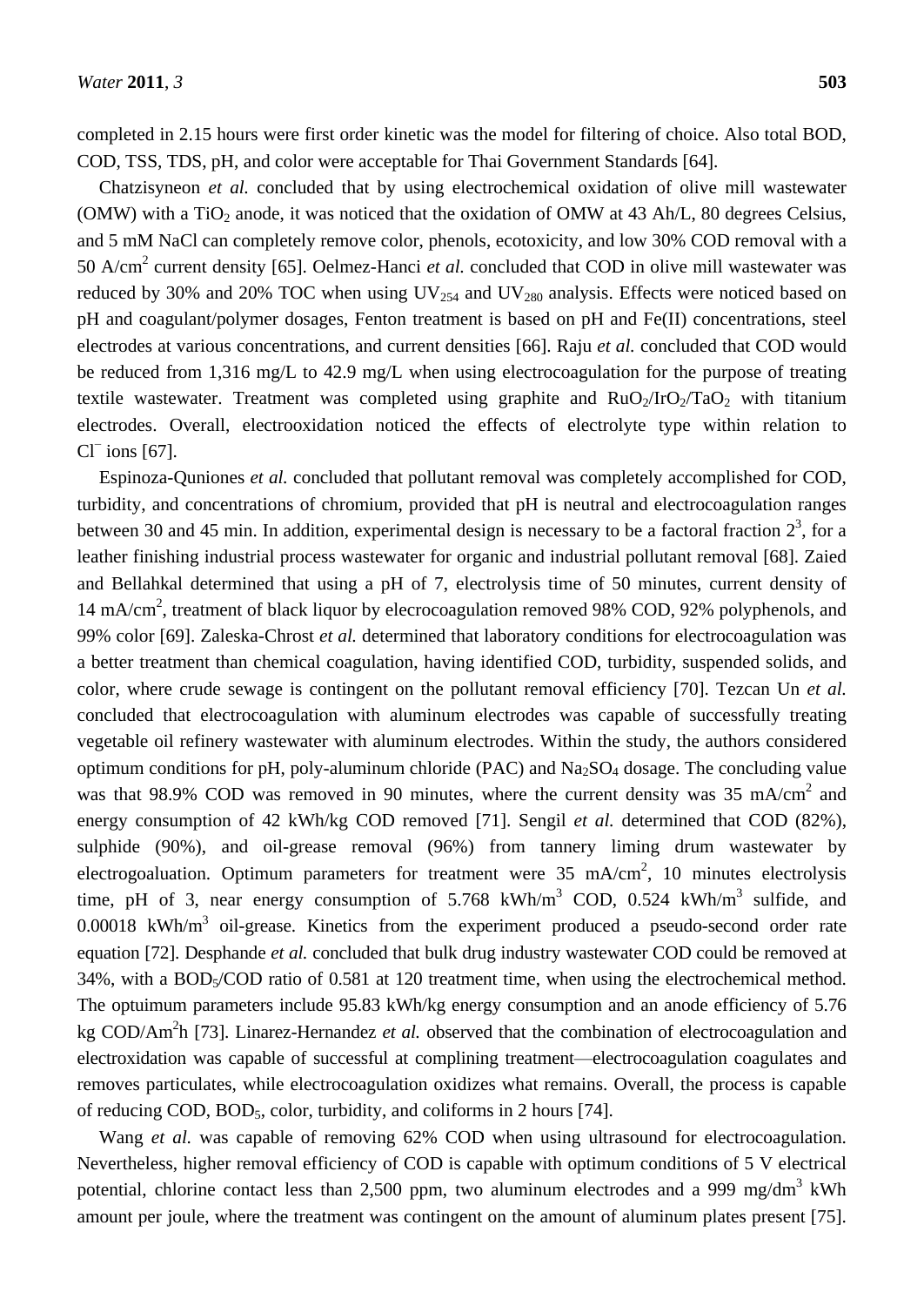completed in 2.15 hours were first order kinetic was the model for filtering of choice. Also total BOD, COD, TSS, TDS, pH, and color were acceptable for Thai Government Standards [64].

Chatzisyneon *et al.* concluded that by using electrochemical oxidation of olive mill wastewater (OMW) with a $TiO_2$ anode, it was noticed that the oxidation of OMW at 43 Ah/L, 80 degrees Celsius, and 5 mM NaCl can completely remove color, phenols, ecotoxicity, and low 30% COD removal with a 50 A/cm$^2$ current density [65]. Oelmez-Hanci *et al.* concluded that COD in olive mill wastewater was reduced by 30% and 20% TOC when using $UV_{254}$ and $UV_{280}$ analysis. Effects were noticed based on pH and coagulant/polymer dosages, Fenton treatment is based on pH and Fe(II) concentrations, steel electrodes at various concentrations, and current densities [66]. Raju *et al.* concluded that COD would be reduced from 1,316 mg/L to 42.9 mg/L when using electrocoagulation for the purpose of treating textile wastewater. Treatment was completed using graphite and $RuO_2/IrO_2/TaO_2$ with titanium electrodes. Overall, electrooxidation noticed the effects of electrolyte type within relation to $Cl^-$ ions [67].

Espinoza-Quniones *et al.* concluded that pollutant removal was completely accomplished for COD, turbidity, and concentrations of chromium, provided that pH is neutral and electrocoagulation ranges between 30 and 45 min. In addition, experimental design is necessary to be a factoral fraction $2^3$, for a leather finishing industrial process wastewater for organic and industrial pollutant removal [68]. Zaied and Bellahkal determined that using a pH of 7, electrolysis time of 50 minutes, current density of 14 mA/cm$^2$, treatment of black liquor by elecrocoagulation removed 98% COD, 92% polyphenols, and 99% color [69]. Zaleska-Chrost *et al.* determined that laboratory conditions for electrocoagulation was a better treatment than chemical coagulation, having identified COD, turbidity, suspended solids, and color, where crude sewage is contingent on the pollutant removal efficiency [70]. Tezcan Un *et al.* concluded that electrocoagulation with aluminum electrodes was capable of successfully treating vegetable oil refinery wastewater with aluminum electrodes. Within the study, the authors considered optimum conditions for pH, poly-aluminum chloride (PAC) and $Na_2SO_4$ dosage. The concluding value was that 98.9% COD was removed in 90 minutes, where the current density was 35 mA/cm$^2$ and energy consumption of 42 kWh/kg COD removed [71]. Sengil *et al.* determined that COD (82%), sulphide (90%), and oil-grease removal (96%) from tannery liming drum wastewater by electrogoaluation. Optimum parameters for treatment were 35 mA/cm$^2$, 10 minutes electrolysis time, pH of 3, near energy consumption of 5.768 kWh/m$^3$ COD, 0.524 kWh/m$^3$ sulfide, and 0.00018 kWh/m$^3$ oil-grease. Kinetics from the experiment produced a pseudo-second order rate equation [72]. Desphande *et al.* concluded that bulk drug industry wastewater COD could be removed at 34%, with a $BOD_5$/COD ratio of 0.581 at 120 treatment time, when using the electrochemical method. The optuimum parameters include 95.83 kWh/kg energy consumption and an anode efficiency of 5.76 kg COD/Am$^2$h [73]. Linarez-Hernandez *et al.* observed that the combination of electrocoagulation and electroxidation was capable of successful at complining treatment—electrocoagulation coagulates and removes particulates, while electrocoagulation oxidizes what remains. Overall, the process is capable of reducing COD, $BOD_5$, color, turbidity, and coliforms in 2 hours [74].

Wang *et al.* was capable of removing 62% COD when using ultrasound for electrocoagulation. Nevertheless, higher removal efficiency of COD is capable with optimum conditions of 5 V electrical potential, chlorine contact less than 2,500 ppm, two aluminum electrodes and a 999 mg/dm$^3$ kWh amount per joule, where the treatment was contingent on the amount of aluminum plates present [75].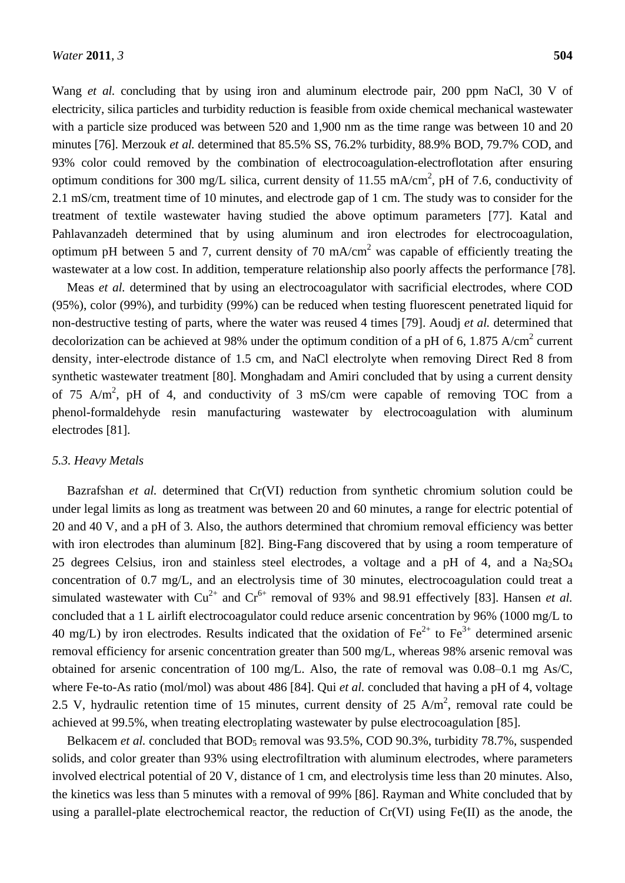Wang *et al.* concluding that by using iron and aluminum electrode pair, 200 ppm NaCl, 30 V of electricity, silica particles and turbidity reduction is feasible from oxide chemical mechanical wastewater with a particle size produced was between 520 and 1,900 nm as the time range was between 10 and 20 minutes [76]. Merzouk *et al.* determined that 85.5% SS, 76.2% turbidity, 88.9% BOD, 79.7% COD, and 93% color could removed by the combination of electrocoagulation-electroflotation after ensuring optimum conditions for 300 mg/L silica, current density of 11.55 $mA/cm^2$, pH of 7.6, conductivity of 2.1 mS/cm, treatment time of 10 minutes, and electrode gap of 1 cm. The study was to consider for the treatment of textile wastewater having studied the above optimum parameters [77]. Katal and Pahlavanzadeh determined that by using aluminum and iron electrodes for electrocoagulation, optimum pH between 5 and 7, current density of 70 $mA/cm^2$ was capable of efficiently treating the wastewater at a low cost. In addition, temperature relationship also poorly affects the performance [78].

Meas *et al.* determined that by using an electrocoagulator with sacrificial electrodes, where COD (95%), color (99%), and turbidity (99%) can be reduced when testing fluorescent penetrated liquid for non-destructive testing of parts, where the water was reused 4 times [79]. Aoudj *et al.* determined that decolorization can be achieved at 98% under the optimum condition of a pH of 6, 1.875 $A/cm^2$ current density, inter-electrode distance of 1.5 cm, and NaCl electrolyte when removing Direct Red 8 from synthetic wastewater treatment [80]. Monghadam and Amiri concluded that by using a current density of 75 $A/m^2$, pH of 4, and conductivity of 3 mS/cm were capable of removing TOC from a phenol-formaldehyde resin manufacturing wastewater by electrocoagulation with aluminum electrodes [81].

### *5.3. Heavy Metals*

Bazrafshan *et al.* determined that Cr(VI) reduction from synthetic chromium solution could be under legal limits as long as treatment was between 20 and 60 minutes, a range for electric potential of 20 and 40 V, and a pH of 3. Also, the authors determined that chromium removal efficiency was better with iron electrodes than aluminum [82]. Bing-Fang discovered that by using a room temperature of 25 degrees Celsius, iron and stainless steel electrodes, a voltage and a pH of 4, and a $Na_2SO_4$ concentration of 0.7 mg/L, and an electrolysis time of 30 minutes, electrocoagulation could treat a simulated wastewater with $Cu^{2+}$ and $Cr^{6+}$ removal of 93% and 98.91 effectively [83]. Hansen *et al.* concluded that a 1 L airlift electrocoagulator could reduce arsenic concentration by 96% (1000 mg/L to 40 mg/L) by iron electrodes. Results indicated that the oxidation of $Fe^{2+}$ to $Fe^{3+}$ determined arsenic removal efficiency for arsenic concentration greater than 500 mg/L, whereas 98% arsenic removal was obtained for arsenic concentration of 100 mg/L. Also, the rate of removal was 0.08–0.1 mg As/C, where Fe-to-As ratio (mol/mol) was about 486 [84]. Qui *et al.* concluded that having a pH of 4, voltage 2.5 V, hydraulic retention time of 15 minutes, current density of 25 $A/m^2$, removal rate could be achieved at 99.5%, when treating electroplating wastewater by pulse electrocoagulation [85].

Belkacem *et al.* concluded that $BOD_5$ removal was 93.5%, COD 90.3%, turbidity 78.7%, suspended solids, and color greater than 93% using electrofiltration with aluminum electrodes, where parameters involved electrical potential of 20 V, distance of 1 cm, and electrolysis time less than 20 minutes. Also, the kinetics was less than 5 minutes with a removal of 99% [86]. Rayman and White concluded that by using a parallel-plate electrochemical reactor, the reduction of Cr(VI) using Fe(II) as the anode, the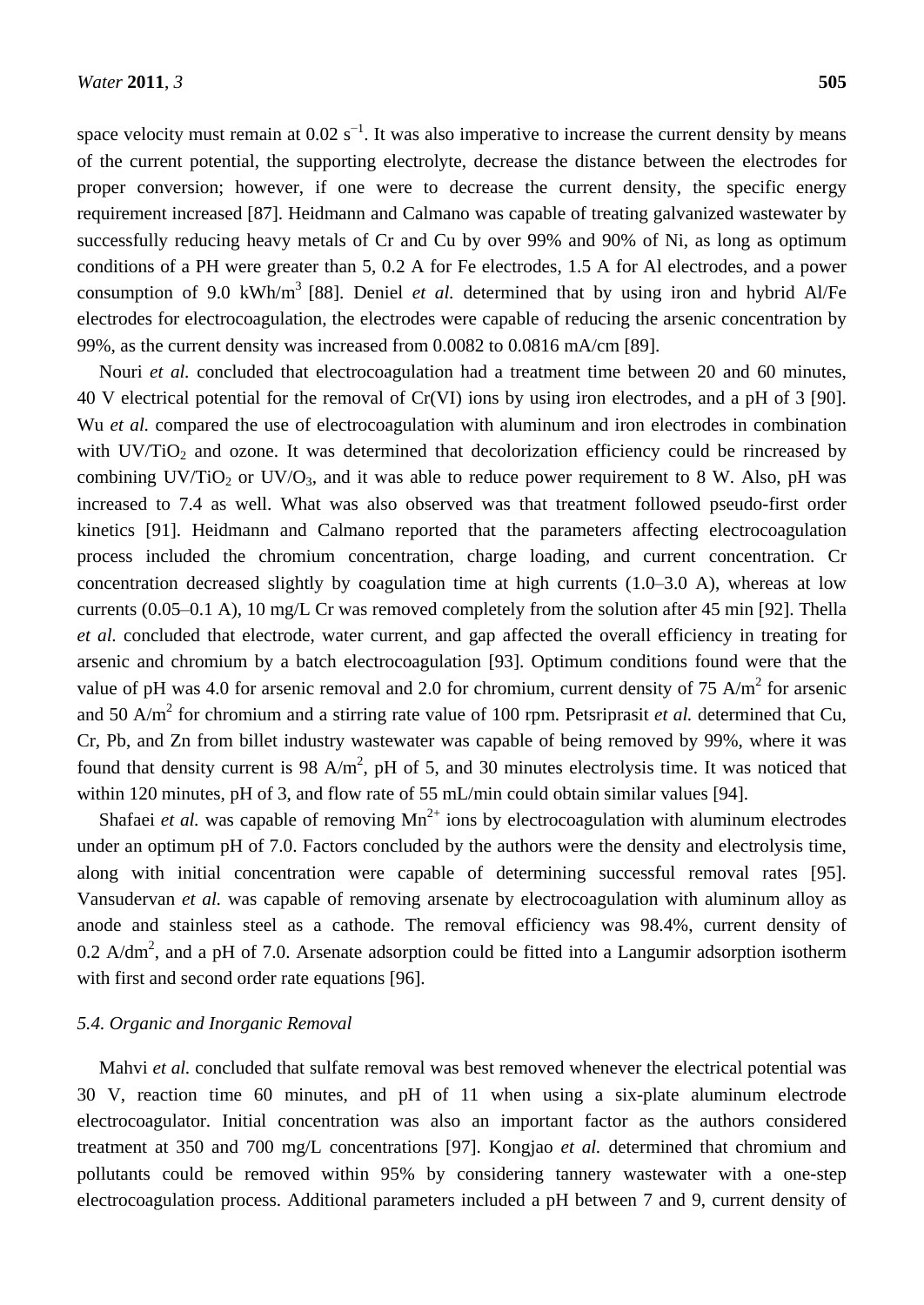space velocity must remain at 0.02 $s^{-1}$. It was also imperative to increase the current density by means of the current potential, the supporting electrolyte, decrease the distance between the electrodes for proper conversion; however, if one were to decrease the current density, the specific energy requirement increased [87]. Heidmann and Calmano was capable of treating galvanized wastewater by successfully reducing heavy metals of Cr and Cu by over 99% and 90% of Ni, as long as optimum conditions of a PH were greater than 5, 0.2 A for Fe electrodes, 1.5 A for Al electrodes, and a power consumption of 9.0 kWh/$m^3$ [88]. Deniel *et al.* determined that by using iron and hybrid Al/Fe electrodes for electrocoagulation, the electrodes were capable of reducing the arsenic concentration by 99%, as the current density was increased from 0.0082 to 0.0816 mA/cm [89].

Nouri *et al.* concluded that electrocoagulation had a treatment time between 20 and 60 minutes, 40 V electrical potential for the removal of Cr(VI) ions by using iron electrodes, and a pH of 3 [90]. Wu *et al.* compared the use of electrocoagulation with aluminum and iron electrodes in combination with UV/$TiO_2$ and ozone. It was determined that decolorization efficiency could be rincreased by combining UV/$TiO_2$ or UV/$O_3$, and it was able to reduce power requirement to 8 W. Also, pH was increased to 7.4 as well. What was also observed was that treatment followed pseudo-first order kinetics [91]. Heidmann and Calmano reported that the parameters affecting electrocoagulation process included the chromium concentration, charge loading, and current concentration. Cr concentration decreased slightly by coagulation time at high currents (1.0–3.0 A), whereas at low currents (0.05–0.1 A), 10 mg/L Cr was removed completely from the solution after 45 min [92]. Thella *et al.* concluded that electrode, water current, and gap affected the overall efficiency in treating for arsenic and chromium by a batch electrocoagulation [93]. Optimum conditions found were that the value of pH was 4.0 for arsenic removal and 2.0 for chromium, current density of 75 A/$m^2$ for arsenic and 50 A/$m^2$ for chromium and a stirring rate value of 100 rpm. Petsriprasit *et al.* determined that Cu, Cr, Pb, and Zn from billet industry wastewater was capable of being removed by 99%, where it was found that density current is 98 A/$m^2$, pH of 5, and 30 minutes electrolysis time. It was noticed that within 120 minutes, pH of 3, and flow rate of 55 mL/min could obtain similar values [94].

Shafaei *et al.* was capable of removing $Mn^{2+}$ ions by electrocoagulation with aluminum electrodes under an optimum pH of 7.0. Factors concluded by the authors were the density and electrolysis time, along with initial concentration were capable of determining successful removal rates [95]. Vansudervan *et al.* was capable of removing arsenate by electrocoagulation with aluminum alloy as anode and stainless steel as a cathode. The removal efficiency was 98.4%, current density of 0.2 A/$dm^2$, and a pH of 7.0. Arsenate adsorption could be fitted into a Langumir adsorption isotherm with first and second order rate equations [96].

### *5.4. Organic and Inorganic Removal*

Mahvi *et al.* concluded that sulfate removal was best removed whenever the electrical potential was 30 V, reaction time 60 minutes, and pH of 11 when using a six-plate aluminum electrode electrocoagulator. Initial concentration was also an important factor as the authors considered treatment at 350 and 700 mg/L concentrations [97]. Kongjao *et al.* determined that chromium and pollutants could be removed within 95% by considering tannery wastewater with a one-step electrocoagulation process. Additional parameters included a pH between 7 and 9, current density of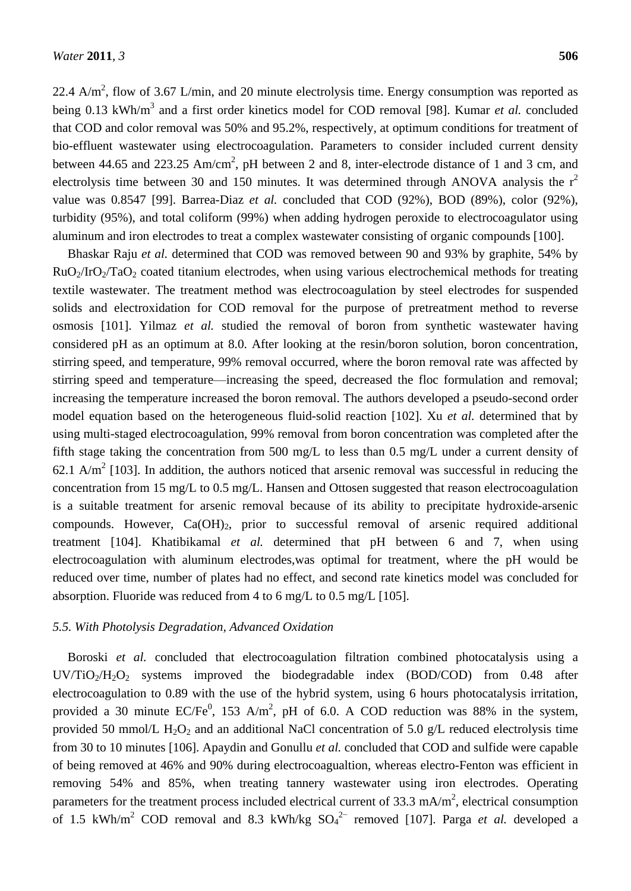22.4 $A/m^2$, flow of 3.67 L/min, and 20 minute electrolysis time. Energy consumption was reported as being 0.13 $kWh/m^3$ and a first order kinetics model for COD removal [98]. Kumar *et al.* concluded that COD and color removal was 50% and 95.2%, respectively, at optimum conditions for treatment of bio-effluent wastewater using electrocoagulation. Parameters to consider included current density between 44.65 and 223.25 $Am/cm^2$, pH between 2 and 8, inter-electrode distance of 1 and 3 cm, and electrolysis time between 30 and 150 minutes. It was determined through ANOVA analysis the $r^2$ value was 0.8547 [99]. Barrea-Diaz *et al.* concluded that COD (92%), BOD (89%), color (92%), turbidity (95%), and total coliform (99%) when adding hydrogen peroxide to electrocoagulator using aluminum and iron electrodes to treat a complex wastewater consisting of organic compounds [100].

Bhaskar Raju *et al.* determined that COD was removed between 90 and 93% by graphite, 54% by $RuO_2/IrO_2/TaO_2$ coated titanium electrodes, when using various electrochemical methods for treating textile wastewater. The treatment method was electrocoagulation by steel electrodes for suspended solids and electroxidation for COD removal for the purpose of pretreatment method to reverse osmosis [101]. Yilmaz *et al.* studied the removal of boron from synthetic wastewater having considered pH as an optimum at 8.0. After looking at the resin/boron solution, boron concentration, stirring speed, and temperature, 99% removal occurred, where the boron removal rate was affected by stirring speed and temperature—increasing the speed, decreased the floc formulation and removal; increasing the temperature increased the boron removal. The authors developed a pseudo-second order model equation based on the heterogeneous fluid-solid reaction [102]. Xu *et al.* determined that by using multi-staged electrocoagulation, 99% removal from boron concentration was completed after the fifth stage taking the concentration from 500 mg/L to less than 0.5 mg/L under a current density of 62.1 $A/m^2$ [103]. In addition, the authors noticed that arsenic removal was successful in reducing the concentration from 15 mg/L to 0.5 mg/L. Hansen and Ottosen suggested that reason electrocoagulation is a suitable treatment for arsenic removal because of its ability to precipitate hydroxide-arsenic compounds. However, $Ca(OH)_2$, prior to successful removal of arsenic required additional treatment [104]. Khatibikamal *et al.* determined that pH between 6 and 7, when using electrocoagulation with aluminum electrodes,was optimal for treatment, where the pH would be reduced over time, number of plates had no effect, and second rate kinetics model was concluded for absorption. Fluoride was reduced from 4 to 6 mg/L to 0.5 mg/L [105].

### 5.5. With Photolysis Degradation, Advanced Oxidation

Boroski *et al.* concluded that electrocoagulation filtration combined photocatalysis using a $UV/TiO_2/H_2O_2$ systems improved the biodegradable index (BOD/COD) from 0.48 after electrocoagulation to 0.89 with the use of the hybrid system, using 6 hours photocatalysis irritation, provided a 30 minute $EC/Fe^0$, 153 $A/m^2$, pH of 6.0. A COD reduction was 88% in the system, provided 50 mmol/L $H_2O_2$ and an additional NaCl concentration of 5.0 g/L reduced electrolysis time from 30 to 10 minutes [106]. Apaydin and Gonullu *et al.* concluded that COD and sulfide were capable of being removed at 46% and 90% during electrocoagualtion, whereas electro-Fenton was efficient in removing 54% and 85%, when treating tannery wastewater using iron electrodes. Operating parameters for the treatment process included electrical current of 33.3 $mA/m^2$, electrical consumption of 1.5 $kWh/m^2$ COD removal and 8.3 kWh/kg $SO_4^{2-}$ removed [107]. Parga *et al.* developed a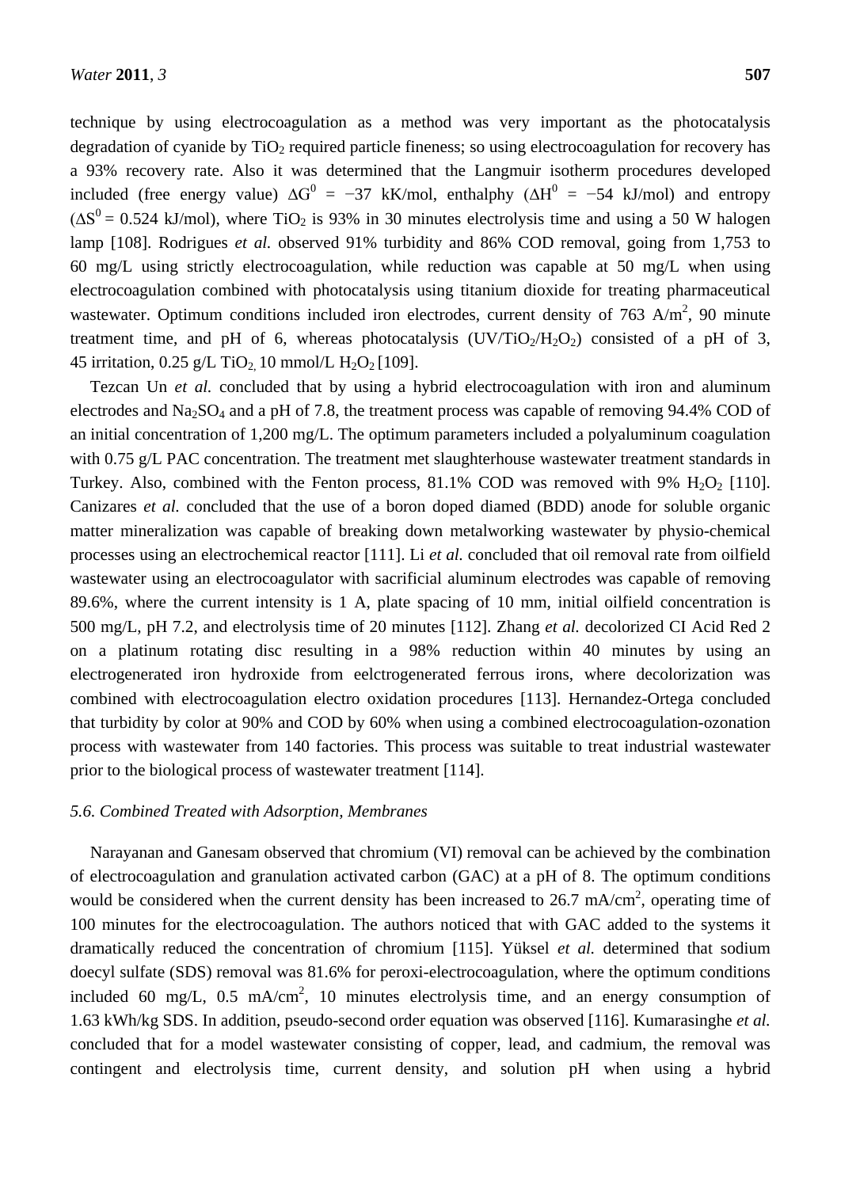technique by using electrocoagulation as a method was very important as the photocatalysis degradation of cyanide by $TiO_2$ required particle fineness; so using electrocoagulation for recovery has a 93% recovery rate. Also it was determined that the Langmuir isotherm procedures developed included (free energy value) $\Delta G^0 = -37$ kK/mol, enthalphy ($\Delta H^0 = -54$ kJ/mol) and entropy ($\Delta S^0 = 0.524$ kJ/mol), where $TiO_2$ is 93% in 30 minutes electrolysis time and using a 50 W halogen lamp [108]. Rodrigues *et al.* observed 91% turbidity and 86% COD removal, going from 1,753 to 60 mg/L using strictly electrocoagulation, while reduction was capable at 50 mg/L when using electrocoagulation combined with photocatalysis using titanium dioxide for treating pharmaceutical wastewater. Optimum conditions included iron electrodes, current density of 763 $A/m^2$, 90 minute treatment time, and pH of 6, whereas photocatalysis ($UV/TiO_2/H_2O_2$) consisted of a pH of 3, 45 irritation, 0.25 g/L $TiO_2$, 10 mmol/L $H_2O_2$ [109].

Tezcan Un *et al.* concluded that by using a hybrid electrocoagulation with iron and aluminum electrodes and $Na_2SO_4$ and a pH of 7.8, the treatment process was capable of removing 94.4% COD of an initial concentration of 1,200 mg/L. The optimum parameters included a polyaluminum coagulation with 0.75 g/L PAC concentration. The treatment met slaughterhouse wastewater treatment standards in Turkey. Also, combined with the Fenton process, 81.1% COD was removed with 9% $H_2O_2$ [110]. Canizares *et al.* concluded that the use of a boron doped diamed (BDD) anode for soluble organic matter mineralization was capable of breaking down metalworking wastewater by physio-chemical processes using an electrochemical reactor [111]. Li *et al.* concluded that oil removal rate from oilfield wastewater using an electrocoagulator with sacrificial aluminum electrodes was capable of removing 89.6%, where the current intensity is 1 A, plate spacing of 10 mm, initial oilfield concentration is 500 mg/L, pH 7.2, and electrolysis time of 20 minutes [112]. Zhang *et al.* decolorized CI Acid Red 2 on a platinum rotating disc resulting in a 98% reduction within 40 minutes by using an electrogenerated iron hydroxide from eelctrogenerated ferrous irons, where decolorization was combined with electrocoagulation electro oxidation procedures [113]. Hernandez-Ortega concluded that turbidity by color at 90% and COD by 60% when using a combined electrocoagulation-ozonation process with wastewater from 140 factories. This process was suitable to treat industrial wastewater prior to the biological process of wastewater treatment [114].

### *5.6. Combined Treated with Adsorption, Membranes*

Narayanan and Ganesam observed that chromium (VI) removal can be achieved by the combination of electrocoagulation and granulation activated carbon (GAC) at a pH of 8. The optimum conditions would be considered when the current density has been increased to 26.7 $mA/cm^2$, operating time of 100 minutes for the electrocoagulation. The authors noticed that with GAC added to the systems it dramatically reduced the concentration of chromium [115]. Yüksel *et al.* determined that sodium doecyl sulfate (SDS) removal was 81.6% for peroxi-electrocoagulation, where the optimum conditions included 60 mg/L, 0.5 $mA/cm^2$, 10 minutes electrolysis time, and an energy consumption of 1.63 kWh/kg SDS. In addition, pseudo-second order equation was observed [116]. Kumarasinghe *et al.* concluded that for a model wastewater consisting of copper, lead, and cadmium, the removal was contingent and electrolysis time, current density, and solution pH when using a hybrid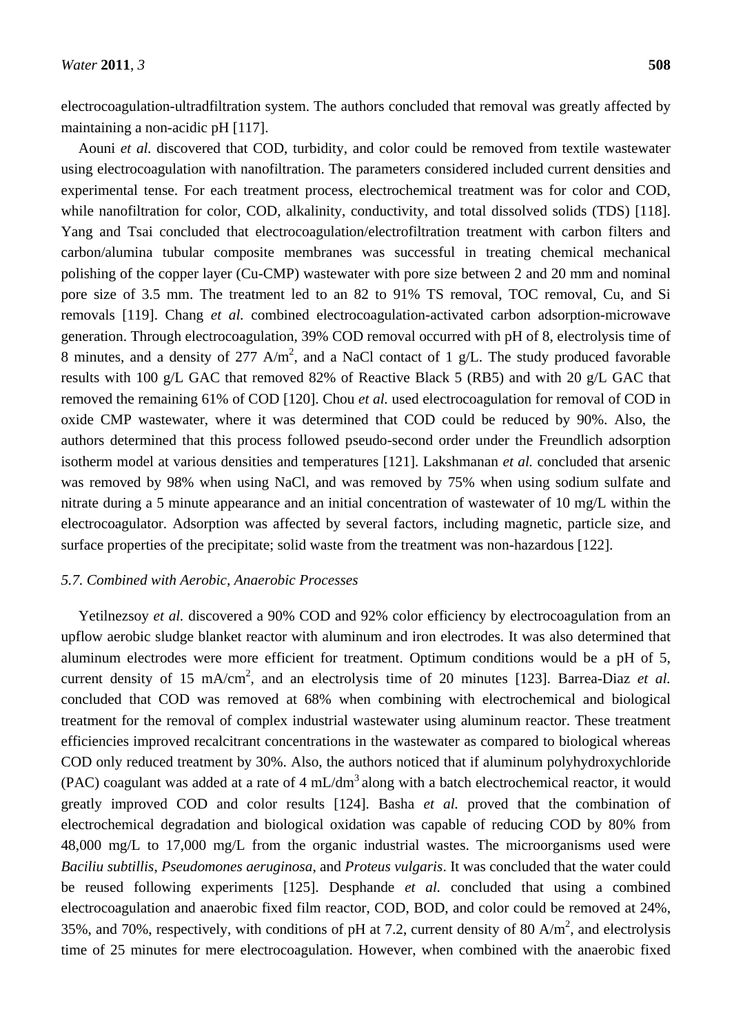electrocoagulation-ultradfiltration system. The authors concluded that removal was greatly affected by maintaining a non-acidic pH [117].

Aouni *et al.* discovered that COD, turbidity, and color could be removed from textile wastewater using electrocoagulation with nanofiltration. The parameters considered included current densities and experimental tense. For each treatment process, electrochemical treatment was for color and COD, while nanofiltration for color, COD, alkalinity, conductivity, and total dissolved solids (TDS) [118]. Yang and Tsai concluded that electrocoagulation/electrofiltration treatment with carbon filters and carbon/alumina tubular composite membranes was successful in treating chemical mechanical polishing of the copper layer (Cu-CMP) wastewater with pore size between 2 and 20 mm and nominal pore size of 3.5 mm. The treatment led to an 82 to 91% TS removal, TOC removal, Cu, and Si removals [119]. Chang *et al.* combined electrocoagulation-activated carbon adsorption-microwave generation. Through electrocoagulation, 39% COD removal occurred with pH of 8, electrolysis time of 8 minutes, and a density of 277 $A/m^2$, and a NaCl contact of 1 g/L. The study produced favorable results with 100 g/L GAC that removed 82% of Reactive Black 5 (RB5) and with 20 g/L GAC that removed the remaining 61% of COD [120]. Chou *et al.* used electrocoagulation for removal of COD in oxide CMP wastewater, where it was determined that COD could be reduced by 90%. Also, the authors determined that this process followed pseudo-second order under the Freundlich adsorption isotherm model at various densities and temperatures [121]. Lakshmanan *et al.* concluded that arsenic was removed by 98% when using NaCl, and was removed by 75% when using sodium sulfate and nitrate during a 5 minute appearance and an initial concentration of wastewater of 10 mg/L within the electrocoagulator. Adsorption was affected by several factors, including magnetic, particle size, and surface properties of the precipitate; solid waste from the treatment was non-hazardous [122].

### *5.7. Combined with Aerobic, Anaerobic Processes*

Yetilnezsoy *et al.* discovered a 90% COD and 92% color efficiency by electrocoagulation from an upflow aerobic sludge blanket reactor with aluminum and iron electrodes. It was also determined that aluminum electrodes were more efficient for treatment. Optimum conditions would be a pH of 5, current density of 15 $mA/cm^2$, and an electrolysis time of 20 minutes [123]. Barrea-Diaz *et al.* concluded that COD was removed at 68% when combining with electrochemical and biological treatment for the removal of complex industrial wastewater using aluminum reactor. These treatment efficiencies improved recalcitrant concentrations in the wastewater as compared to biological whereas COD only reduced treatment by 30%. Also, the authors noticed that if aluminum polyhydroxychloride (PAC) coagulant was added at a rate of 4 $mL/dm^3$ along with a batch electrochemical reactor, it would greatly improved COD and color results [124]. Basha *et al.* proved that the combination of electrochemical degradation and biological oxidation was capable of reducing COD by 80% from 48,000 mg/L to 17,000 mg/L from the organic industrial wastes. The microorganisms used were *Baciliu subtillis*, *Pseudomones aeruginosa*, and *Proteus vulgaris*. It was concluded that the water could be reused following experiments [125]. Desphande *et al.* concluded that using a combined electrocoagulation and anaerobic fixed film reactor, COD, BOD, and color could be removed at 24%, 35%, and 70%, respectively, with conditions of pH at 7.2, current density of 80 $A/m^2$, and electrolysis time of 25 minutes for mere electrocoagulation. However, when combined with the anaerobic fixed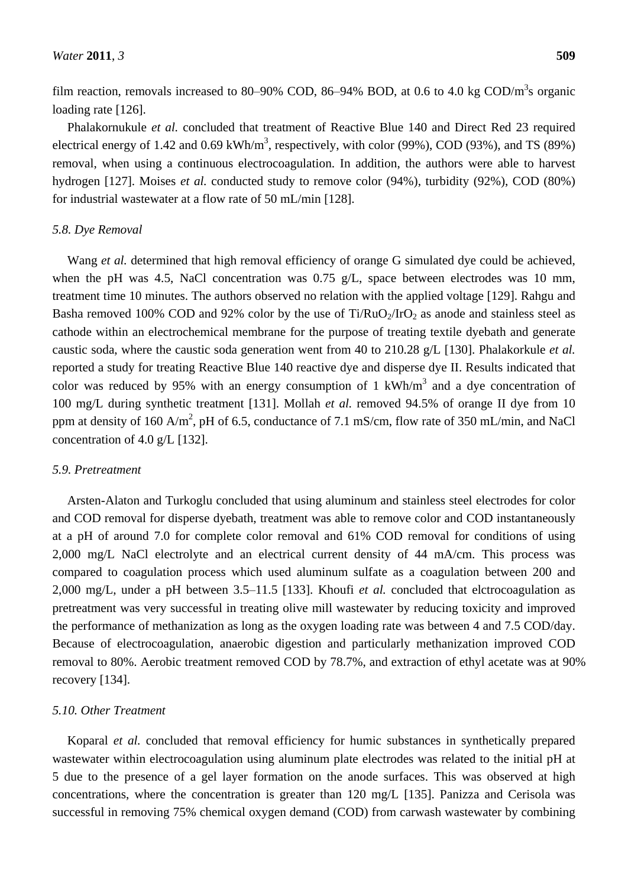film reaction, removals increased to 80–90% COD, 86–94% BOD, at 0.6 to 4.0 kg COD/$m^3$s organic loading rate [126].

Phalakornukule *et al.* concluded that treatment of Reactive Blue 140 and Direct Red 23 required electrical energy of 1.42 and 0.69 kWh/$m^3$, respectively, with color (99%), COD (93%), and TS (89%) removal, when using a continuous electrocoagulation. In addition, the authors were able to harvest hydrogen [127]. Moises *et al.* conducted study to remove color (94%), turbidity (92%), COD (80%) for industrial wastewater at a flow rate of 50 mL/min [128].

### *5.8. Dye Removal*

Wang *et al.* determined that high removal efficiency of orange G simulated dye could be achieved, when the pH was 4.5, NaCl concentration was 0.75 g/L, space between electrodes was 10 mm, treatment time 10 minutes. The authors observed no relation with the applied voltage [129]. Rahgu and Basha removed 100% COD and 92% color by the use of $Ti/RuO_2/IrO_2$ as anode and stainless steel as cathode within an electrochemical membrane for the purpose of treating textile dyebath and generate caustic soda, where the caustic soda generation went from 40 to 210.28 g/L [130]. Phalakorkule *et al.* reported a study for treating Reactive Blue 140 reactive dye and disperse dye II. Results indicated that color was reduced by 95% with an energy consumption of 1 kWh/$m^3$ and a dye concentration of 100 mg/L during synthetic treatment [131]. Mollah *et al.* removed 94.5% of orange II dye from 10 ppm at density of 160 A/$m^2$, pH of 6.5, conductance of 7.1 mS/cm, flow rate of 350 mL/min, and NaCl concentration of 4.0 g/L [132].

### *5.9. Pretreatment*

Arsten-Alaton and Turkoglu concluded that using aluminum and stainless steel electrodes for color and COD removal for disperse dyebath, treatment was able to remove color and COD instantaneously at a pH of around 7.0 for complete color removal and 61% COD removal for conditions of using 2,000 mg/L NaCl electrolyte and an electrical current density of 44 mA/cm. This process was compared to coagulation process which used aluminum sulfate as a coagulation between 200 and 2,000 mg/L, under a pH between 3.5–11.5 [133]. Khoufi *et al.* concluded that elctrocoagulation as pretreatment was very successful in treating olive mill wastewater by reducing toxicity and improved the performance of methanization as long as the oxygen loading rate was between 4 and 7.5 COD/day. Because of electrocoagulation, anaerobic digestion and particularly methanization improved COD removal to 80%. Aerobic treatment removed COD by 78.7%, and extraction of ethyl acetate was at 90% recovery [134].

### *5.10. Other Treatment*

Koparal *et al.* concluded that removal efficiency for humic substances in synthetically prepared wastewater within electrocoagulation using aluminum plate electrodes was related to the initial pH at 5 due to the presence of a gel layer formation on the anode surfaces. This was observed at high concentrations, where the concentration is greater than 120 mg/L [135]. Panizza and Cerisola was successful in removing 75% chemical oxygen demand (COD) from carwash wastewater by combining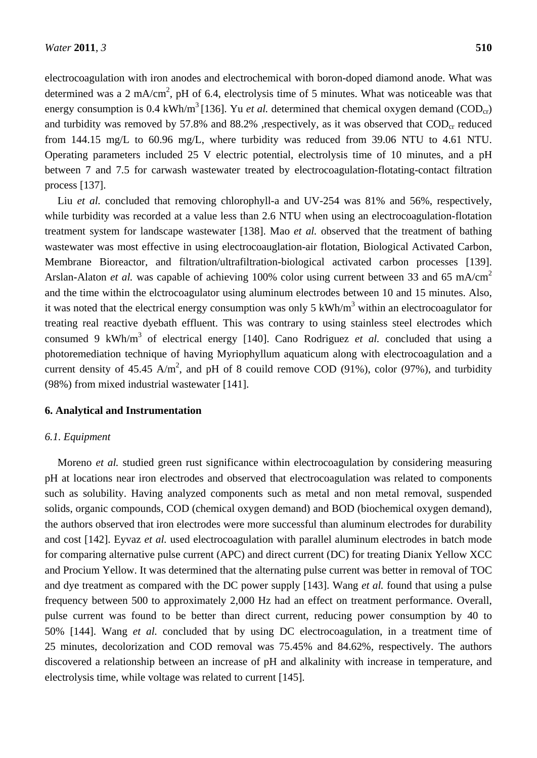electrocoagulation with iron anodes and electrochemical with boron-doped diamond anode. What was determined was a 2 $mA/cm^2$, pH of 6.4, electrolysis time of 5 minutes. What was noticeable was that energy consumption is 0.4 $kWh/m^3$ [136]. Yu *et al.* determined that chemical oxygen demand ($COD_{cr}$) and turbidity was removed by 57.8% and 88.2% ,respectively, as it was observed that $COD_{cr}$ reduced from 144.15 mg/L to 60.96 mg/L, where turbidity was reduced from 39.06 NTU to 4.61 NTU. Operating parameters included 25 V electric potential, electrolysis time of 10 minutes, and a pH between 7 and 7.5 for carwash wastewater treated by electrocoagulation-flotating-contact filtration process [137].

Liu *et al.* concluded that removing chlorophyll-a and UV-254 was 81% and 56%, respectively, while turbidity was recorded at a value less than 2.6 NTU when using an electrocoagulation-flotation treatment system for landscape wastewater [138]. Mao *et al.* observed that the treatment of bathing wastewater was most effective in using electrocoauglation-air flotation, Biological Activated Carbon, Membrane Bioreactor, and filtration/ultrafiltration-biological activated carbon processes [139]. Arslan-Alaton *et al.* was capable of achieving 100% color using current between 33 and 65 $mA/cm^2$ and the time within the elctrocoagulator using aluminum electrodes between 10 and 15 minutes. Also, it was noted that the electrical energy consumption was only 5 $kWh/m^3$ within an electrocoagulator for treating real reactive dyebath effluent. This was contrary to using stainless steel electrodes which consumed 9 $kWh/m^3$ of electrical energy [140]. Cano Rodriguez *et al.* concluded that using a photoremediation technique of having Myriophyllum aquaticum along with electrocoagulation and a current density of 45.45 $A/m^2$, and pH of 8 couild remove COD (91%), color (97%), and turbidity (98%) from mixed industrial wastewater [141].

## 6. Analytical and Instrumentation

### *6.1. Equipment*

Moreno *et al.* studied green rust significance within electrocoagulation by considering measuring pH at locations near iron electrodes and observed that electrocoagulation was related to components such as solubility. Having analyzed components such as metal and non metal removal, suspended solids, organic compounds, COD (chemical oxygen demand) and BOD (biochemical oxygen demand), the authors observed that iron electrodes were more successful than aluminum electrodes for durability and cost [142]. Eyvaz *et al.* used electrocoagulation with parallel aluminum electrodes in batch mode for comparing alternative pulse current (APC) and direct current (DC) for treating Dianix Yellow XCC and Procium Yellow. It was determined that the alternating pulse current was better in removal of TOC and dye treatment as compared with the DC power supply [143]. Wang *et al.* found that using a pulse frequency between 500 to approximately 2,000 Hz had an effect on treatment performance. Overall, pulse current was found to be better than direct current, reducing power consumption by 40 to 50% [144]. Wang *et al.* concluded that by using DC electrocoagulation, in a treatment time of 25 minutes, decolorization and COD removal was 75.45% and 84.62%, respectively. The authors discovered a relationship between an increase of pH and alkalinity with increase in temperature, and electrolysis time, while voltage was related to current [145].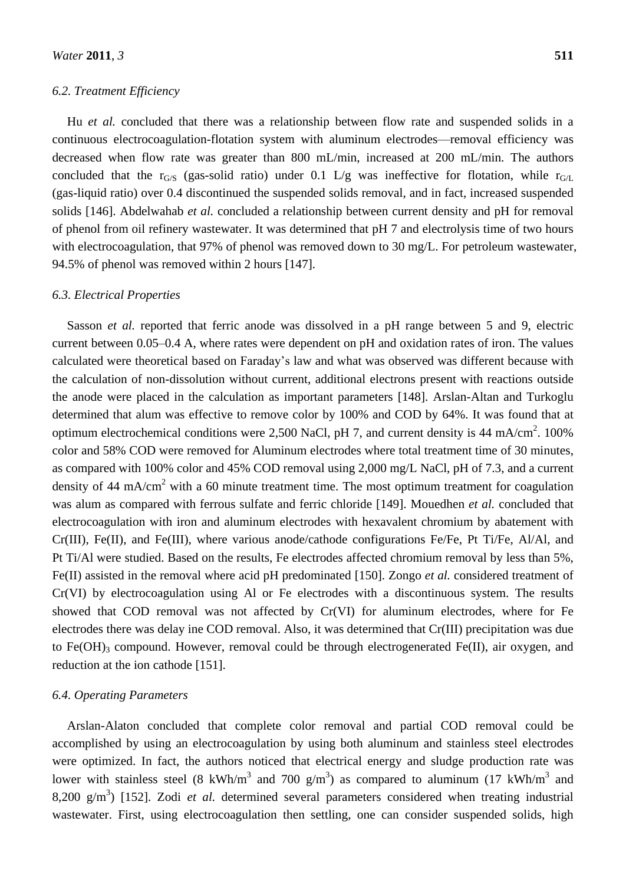### 6.2. Treatment Efficiency

Hu *et al.* concluded that there was a relationship between flow rate and suspended solids in a continuous electrocoagulation-flotation system with aluminum electrodes—removal efficiency was decreased when flow rate was greater than 800 mL/min, increased at 200 mL/min. The authors concluded that the $r_{G/S}$ (gas-solid ratio) under 0.1 L/g was ineffective for flotation, while $r_{G/L}$ (gas-liquid ratio) over 0.4 discontinued the suspended solids removal, and in fact, increased suspended solids [146]. Abdelwahab *et al.* concluded a relationship between current density and pH for removal of phenol from oil refinery wastewater. It was determined that pH 7 and electrolysis time of two hours with electrocoagulation, that 97% of phenol was removed down to 30 mg/L. For petroleum wastewater, 94.5% of phenol was removed within 2 hours [147].

### 6.3. Electrical Properties

Sasson *et al.* reported that ferric anode was dissolved in a pH range between 5 and 9, electric current between 0.05–0.4 A, where rates were dependent on pH and oxidation rates of iron. The values calculated were theoretical based on Faraday's law and what was observed was different because with the calculation of non-dissolution without current, additional electrons present with reactions outside the anode were placed in the calculation as important parameters [148]. Arslan-Altan and Turkoglu determined that alum was effective to remove color by 100% and COD by 64%. It was found that at optimum electrochemical conditions were 2,500 NaCl, pH 7, and current density is 44 $mA/cm^2$. 100% color and 58% COD were removed for Aluminum electrodes where total treatment time of 30 minutes, as compared with 100% color and 45% COD removal using 2,000 mg/L NaCl, pH of 7.3, and a current density of 44 $mA/cm^2$ with a 60 minute treatment time. The most optimum treatment for coagulation was alum as compared with ferrous sulfate and ferric chloride [149]. Mouedhen *et al.* concluded that electrocoagulation with iron and aluminum electrodes with hexavalent chromium by abatement with Cr(III), Fe(II), and Fe(III), where various anode/cathode configurations Fe/Fe, Pt Ti/Fe, Al/Al, and Pt Ti/Al were studied. Based on the results, Fe electrodes affected chromium removal by less than 5%, Fe(II) assisted in the removal where acid pH predominated [150]. Zongo *et al.* considered treatment of Cr(VI) by electrocoagulation using Al or Fe electrodes with a discontinuous system. The results showed that COD removal was not affected by Cr(VI) for aluminum electrodes, where for Fe electrodes there was delay ine COD removal. Also, it was determined that Cr(III) precipitation was due to $Fe(OH)_3$ compound. However, removal could be through electrogenerated Fe(II), air oxygen, and reduction at the ion cathode [151].

### 6.4. Operating Parameters

Arslan-Alaton concluded that complete color removal and partial COD removal could be accomplished by using an electrocoagulation by using both aluminum and stainless steel electrodes were optimized. In fact, the authors noticed that electrical energy and sludge production rate was lower with stainless steel (8 $kWh/m^3$ and 700 $g/m^3$) as compared to aluminum (17 $kWh/m^3$ and 8,200 $g/m^3$) [152]. Zodi *et al.* determined several parameters considered when treating industrial wastewater. First, using electrocoagulation then settling, one can consider suspended solids, high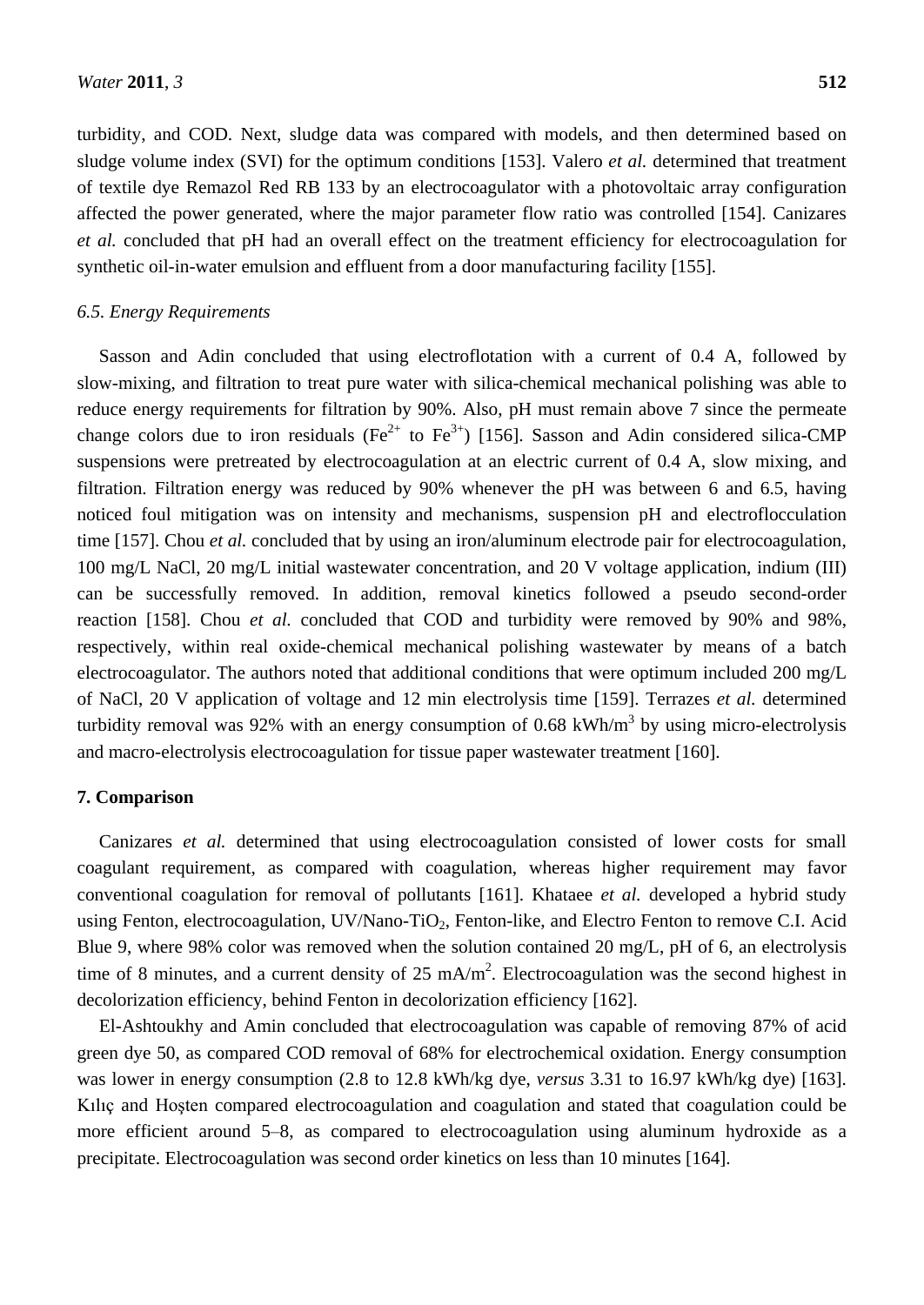turbidity, and COD. Next, sludge data was compared with models, and then determined based on sludge volume index (SVI) for the optimum conditions [153]. Valero *et al.* determined that treatment of textile dye Remazol Red RB 133 by an electrocoagulator with a photovoltaic array configuration affected the power generated, where the major parameter flow ratio was controlled [154]. Canizares *et al.* concluded that pH had an overall effect on the treatment efficiency for electrocoagulation for synthetic oil-in-water emulsion and effluent from a door manufacturing facility [155].

### *6.5. Energy Requirements*

Sasson and Adin concluded that using electroflotation with a current of 0.4 A, followed by slow-mixing, and filtration to treat pure water with silica-chemical mechanical polishing was able to reduce energy requirements for filtration by 90%. Also, pH must remain above 7 since the permeate change colors due to iron residuals ($Fe^{2+}$ to $Fe^{3+}$) [156]. Sasson and Adin considered silica-CMP suspensions were pretreated by electrocoagulation at an electric current of 0.4 A, slow mixing, and filtration. Filtration energy was reduced by 90% whenever the pH was between 6 and 6.5, having noticed foul mitigation was on intensity and mechanisms, suspension pH and electroflocculation time [157]. Chou *et al.* concluded that by using an iron/aluminum electrode pair for electrocoagulation, 100 mg/L NaCl, 20 mg/L initial wastewater concentration, and 20 V voltage application, indium (III) can be successfully removed. In addition, removal kinetics followed a pseudo second-order reaction [158]. Chou *et al.* concluded that COD and turbidity were removed by 90% and 98%, respectively, within real oxide-chemical mechanical polishing wastewater by means of a batch electrocoagulator. The authors noted that additional conditions that were optimum included 200 mg/L of NaCl, 20 V application of voltage and 12 min electrolysis time [159]. Terrazes *et al.* determined turbidity removal was 92% with an energy consumption of 0.68 kWh/$m^3$ by using micro-electrolysis and macro-electrolysis electrocoagulation for tissue paper wastewater treatment [160].

## 7. Comparison

Canizares *et al.* determined that using electrocoagulation consisted of lower costs for small coagulant requirement, as compared with coagulation, whereas higher requirement may favor conventional coagulation for removal of pollutants [161]. Khataee *et al.* developed a hybrid study using Fenton, electrocoagulation, UV/Nano-$TiO_2$, Fenton-like, and Electro Fenton to remove C.I. Acid Blue 9, where 98% color was removed when the solution contained 20 mg/L, pH of 6, an electrolysis time of 8 minutes, and a current density of 25 mA/$m^2$. Electrocoagulation was the second highest in decolorization efficiency, behind Fenton in decolorization efficiency [162].

El-Ashtoukhy and Amin concluded that electrocoagulation was capable of removing 87% of acid green dye 50, as compared COD removal of 68% for electrochemical oxidation. Energy consumption was lower in energy consumption (2.8 to 12.8 kWh/kg dye, *versus* 3.31 to 16.97 kWh/kg dye) [163]. Kılıç and Hoşten compared electrocoagulation and coagulation and stated that coagulation could be more efficient around 5–8, as compared to electrocoagulation using aluminum hydroxide as a precipitate. Electrocoagulation was second order kinetics on less than 10 minutes [164].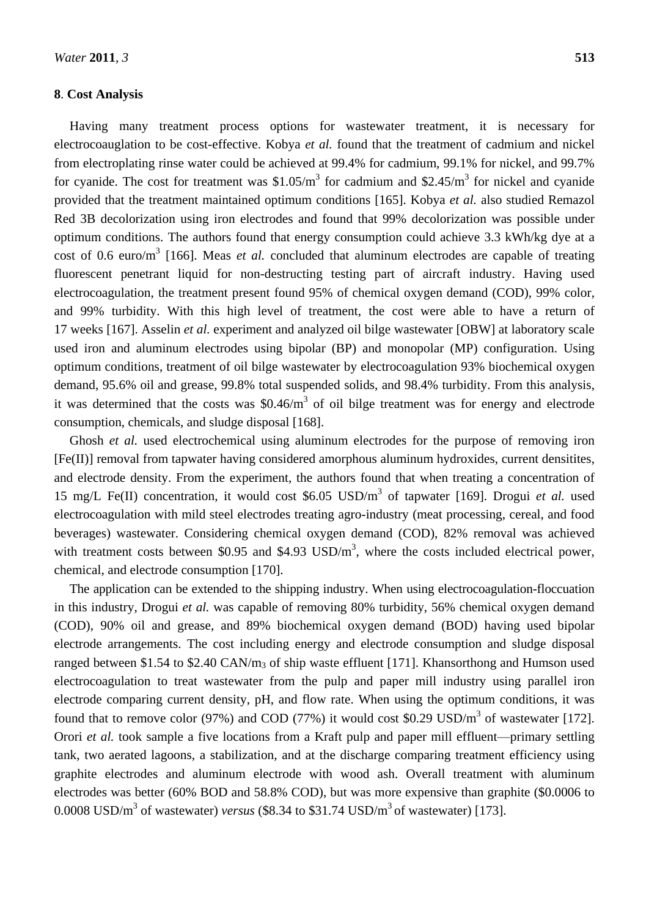## 8. Cost Analysis

Having many treatment process options for wastewater treatment, it is necessary for electrocoauglation to be cost-effective. Kobya *et al.* found that the treatment of cadmium and nickel from electroplating rinse water could be achieved at 99.4% for cadmium, 99.1% for nickel, and 99.7% for cyanide. The cost for treatment was $\$1.05/m^3$ for cadmium and $\$2.45/m^3$ for nickel and cyanide provided that the treatment maintained optimum conditions [165]. Kobya *et al.* also studied Remazol Red 3B decolorization using iron electrodes and found that 99% decolorization was possible under optimum conditions. The authors found that energy consumption could achieve 3.3 kWh/kg dye at a cost of 0.6 $euro/m^3$ [166]. Meas *et al.* concluded that aluminum electrodes are capable of treating fluorescent penetrant liquid for non-destructing testing part of aircraft industry. Having used electrocoagulation, the treatment present found 95% of chemical oxygen demand (COD), 99% color, and 99% turbidity. With this high level of treatment, the cost were able to have a return of 17 weeks [167]. Asselin *et al.* experiment and analyzed oil bilge wastewater [OBW] at laboratory scale used iron and aluminum electrodes using bipolar (BP) and monopolar (MP) configuration. Using optimum conditions, treatment of oil bilge wastewater by electrocoagulation 93% biochemical oxygen demand, 95.6% oil and grease, 99.8% total suspended solids, and 98.4% turbidity. From this analysis, it was determined that the costs was $\$0.46/m^3$ of oil bilge treatment was for energy and electrode consumption, chemicals, and sludge disposal [168].

Ghosh *et al.* used electrochemical using aluminum electrodes for the purpose of removing iron [Fe(II)] removal from tapwater having considered amorphous aluminum hydroxides, current densitites, and electrode density. From the experiment, the authors found that when treating a concentration of 15 mg/L Fe(II) concentration, it would cost $\$6.05$ $USD/m^3$ of tapwater [169]. Drogui *et al.* used electrocoagulation with mild steel electrodes treating agro-industry (meat processing, cereal, and food beverages) wastewater. Considering chemical oxygen demand (COD), 82% removal was achieved with treatment costs between \$0.95 and \$4.93 $USD/m^3$, where the costs included electrical power, chemical, and electrode consumption [170].

The application can be extended to the shipping industry. When using electrocoagulation-floccuation in this industry, Drogui *et al.* was capable of removing 80% turbidity, 56% chemical oxygen demand (COD), 90% oil and grease, and 89% biochemical oxygen demand (BOD) having used bipolar electrode arrangements. The cost including energy and electrode consumption and sludge disposal ranged between \$1.54 to \$2.40 $CAN/m_3$ of ship waste effluent [171]. Khansorthong and Humson used electrocoagulation to treat wastewater from the pulp and paper mill industry using parallel iron electrode comparing current density, pH, and flow rate. When using the optimum conditions, it was found that to remove color (97%) and COD (77%) it would cost \$0.29 $USD/m^3$ of wastewater [172]. Orori *et al.* took sample a five locations from a Kraft pulp and paper mill effluent—primary settling tank, two aerated lagoons, a stabilization, and at the discharge comparing treatment efficiency using graphite electrodes and aluminum electrode with wood ash. Overall treatment with aluminum electrodes was better (60% BOD and 58.8% COD), but was more expensive than graphite (\$0.0006 to 0.0008 $USD/m^3$ of wastewater) *versus* (\$8.34 to \$31.74 $USD/m^3$ of wastewater) [173].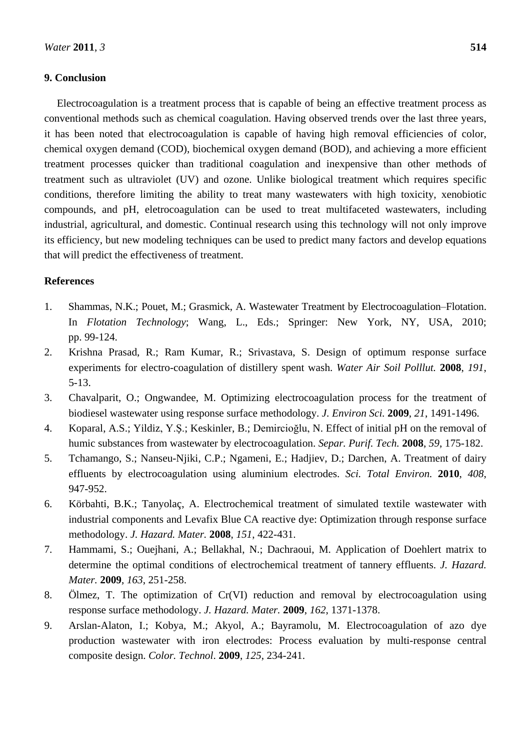## 9. Conclusion

Electrocoagulation is a treatment process that is capable of being an effective treatment process as conventional methods such as chemical coagulation. Having observed trends over the last three years, it has been noted that electrocoagulation is capable of having high removal efficiencies of color, chemical oxygen demand (COD), biochemical oxygen demand (BOD), and achieving a more efficient treatment processes quicker than traditional coagulation and inexpensive than other methods of treatment such as ultraviolet (UV) and ozone. Unlike biological treatment which requires specific conditions, therefore limiting the ability to treat many wastewaters with high toxicity, xenobiotic compounds, and pH, eletrocoagulation can be used to treat multifaceted wastewaters, including industrial, agricultural, and domestic. Continual research using this technology will not only improve its efficiency, but new modeling techniques can be used to predict many factors and develop equations that will predict the effectiveness of treatment.

## References

1. Shammas, N.K.; Pouet, M.; Grasmick, A. Wastewater Treatment by Electrocoagulation–Flotation. In *Flotation Technology*; Wang, L., Eds.; Springer: New York, NY, USA, 2010; pp. 99-124.
2. Krishna Prasad, R.; Ram Kumar, R.; Srivastava, S. Design of optimum response surface experiments for electro-coagulation of distillery spent wash. *Water Air Soil Polllut.* **2008**, *191*, 5-13.
3. Chavalparit, O.; Ongwandee, M. Optimizing electrocoagulation process for the treatment of biodiesel wastewater using response surface methodology. *J. Environ Sci.* **2009**, *21*, 1491-1496.
4. Koparal, A.S.; Yildiz, Y.Ş.; Keskinler, B.; Demircioğlu, N. Effect of initial pH on the removal of humic substances from wastewater by electrocoagulation. *Separ. Purif. Tech.* **2008**, *59*, 175-182.
5. Tchamango, S.; Nanseu-Njiki, C.P.; Ngameni, E.; Hadjiev, D.; Darchen, A. Treatment of dairy effluents by electrocoagulation using aluminium electrodes. *Sci. Total Environ.* **2010**, *408*, 947-952.
6. Körbahti, B.K.; Tanyolaç, A. Electrochemical treatment of simulated textile wastewater with industrial components and Levafix Blue CA reactive dye: Optimization through response surface methodology. *J. Hazard. Mater.* **2008**, *151*, 422-431.
7. Hammami, S.; Ouejhani, A.; Bellakhal, N.; Dachraoui, M. Application of Doehlert matrix to determine the optimal conditions of electrochemical treatment of tannery effluents. *J. Hazard. Mater.* **2009**, *163*, 251-258.
8. Ölmez, T. The optimization of Cr(VI) reduction and removal by electrocoagulation using response surface methodology. *J. Hazard. Mater.* **2009**, *162*, 1371-1378.
9. Arslan-Alaton, I.; Kobya, M.; Akyol, A.; Bayramolu, M. Electrocoagulation of azo dye production wastewater with iron electrodes: Process evaluation by multi-response central composite design. *Color. Technol*. **2009**, *125*, 234-241.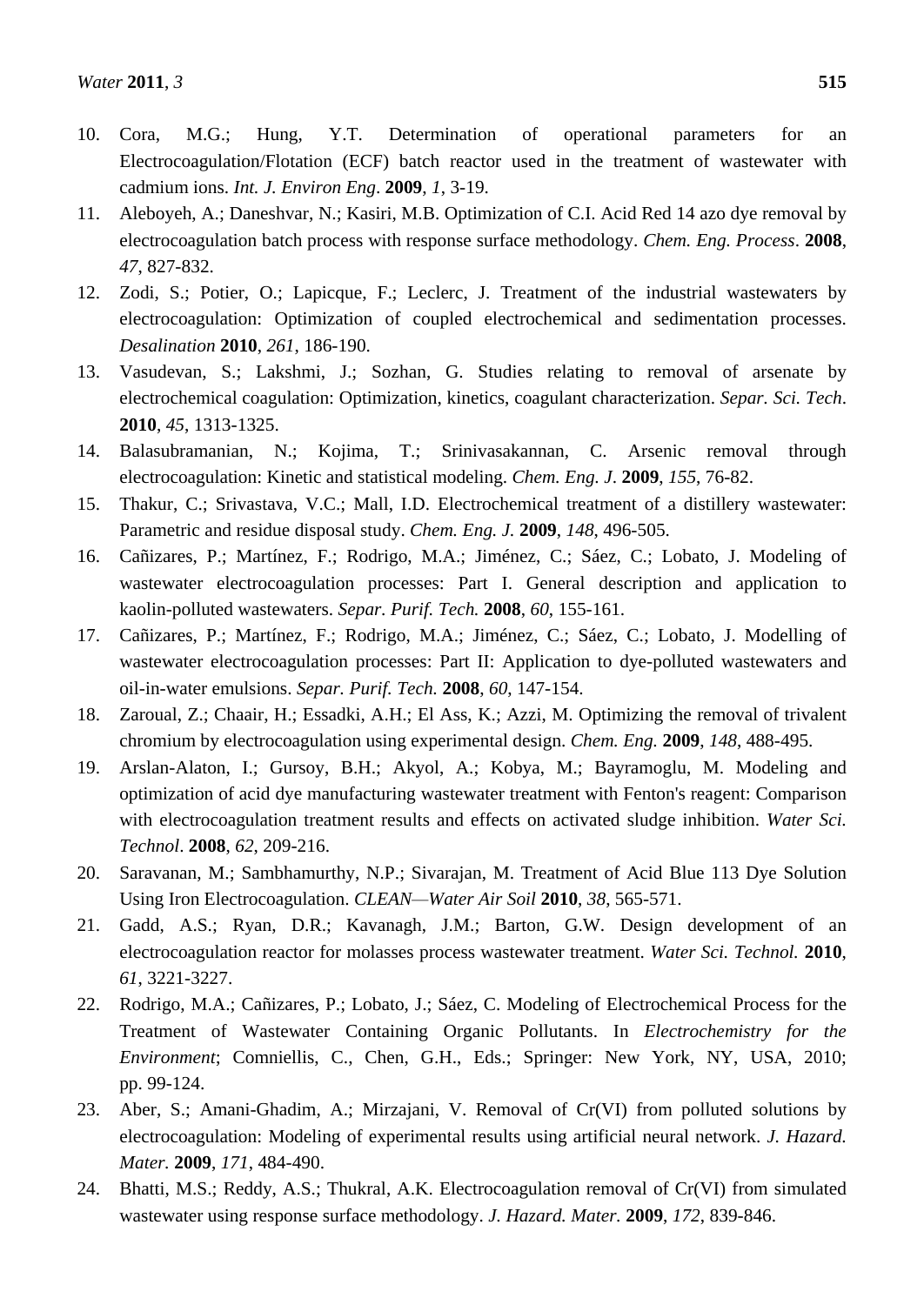10. Cora, M.G.; Hung, Y.T. Determination of operational parameters for an Electrocoagulation/Flotation (ECF) batch reactor used in the treatment of wastewater with cadmium ions. *Int. J. Environ Eng*. **2009**, *1*, 3-19.
11. Aleboyeh, A.; Daneshvar, N.; Kasiri, M.B. Optimization of C.I. Acid Red 14 azo dye removal by electrocoagulation batch process with response surface methodology. *Chem. Eng. Process*. **2008**, *47*, 827-832.
12. Zodi, S.; Potier, O.; Lapicque, F.; Leclerc, J. Treatment of the industrial wastewaters by electrocoagulation: Optimization of coupled electrochemical and sedimentation processes. *Desalination* **2010**, *261*, 186-190.
13. Vasudevan, S.; Lakshmi, J.; Sozhan, G. Studies relating to removal of arsenate by electrochemical coagulation: Optimization, kinetics, coagulant characterization. *Separ. Sci. Tech*. **2010**, *45*, 1313-1325.
14. Balasubramanian, N.; Kojima, T.; Srinivasakannan, C. Arsenic removal through electrocoagulation: Kinetic and statistical modeling. *Chem. Eng. J*. **2009**, *155*, 76-82.
15. Thakur, C.; Srivastava, V.C.; Mall, I.D. Electrochemical treatment of a distillery wastewater: Parametric and residue disposal study. *Chem. Eng. J.* **2009**, *148*, 496-505.
16. Cañizares, P.; Martínez, F.; Rodrigo, M.A.; Jiménez, C.; Sáez, C.; Lobato, J. Modeling of wastewater electrocoagulation processes: Part I. General description and application to kaolin-polluted wastewaters. *Separ. Purif. Tech.* **2008**, *60*, 155-161.
17. Cañizares, P.; Martínez, F.; Rodrigo, M.A.; Jiménez, C.; Sáez, C.; Lobato, J. Modelling of wastewater electrocoagulation processes: Part II: Application to dye-polluted wastewaters and oil-in-water emulsions. *Separ. Purif. Tech.* **2008**, *60*, 147-154.
18. Zaroual, Z.; Chaair, H.; Essadki, A.H.; El Ass, K.; Azzi, M. Optimizing the removal of trivalent chromium by electrocoagulation using experimental design. *Chem. Eng.* **2009**, *148*, 488-495.
19. Arslan-Alaton, I.; Gursoy, B.H.; Akyol, A.; Kobya, M.; Bayramoglu, M. Modeling and optimization of acid dye manufacturing wastewater treatment with Fenton's reagent: Comparison with electrocoagulation treatment results and effects on activated sludge inhibition. *Water Sci. Technol*. **2008**, *62*, 209-216.
20. Saravanan, M.; Sambhamurthy, N.P.; Sivarajan, M. Treatment of Acid Blue 113 Dye Solution Using Iron Electrocoagulation. *CLEAN—Water Air Soil* **2010**, *38*, 565-571.
21. Gadd, A.S.; Ryan, D.R.; Kavanagh, J.M.; Barton, G.W. Design development of an electrocoagulation reactor for molasses process wastewater treatment. *Water Sci. Technol.* **2010**, *61*, 3221-3227.
22. Rodrigo, M.A.; Cañizares, P.; Lobato, J.; Sáez, C. Modeling of Electrochemical Process for the Treatment of Wastewater Containing Organic Pollutants. In *Electrochemistry for the Environment*; Comniellis, C., Chen, G.H., Eds.; Springer: New York, NY, USA, 2010; pp. 99-124.
23. Aber, S.; Amani-Ghadim, A.; Mirzajani, V. Removal of Cr(VI) from polluted solutions by electrocoagulation: Modeling of experimental results using artificial neural network. *J. Hazard. Mater.* **2009**, *171*, 484-490.
24. Bhatti, M.S.; Reddy, A.S.; Thukral, A.K. Electrocoagulation removal of Cr(VI) from simulated wastewater using response surface methodology. *J. Hazard. Mater.* **2009**, *172*, 839-846.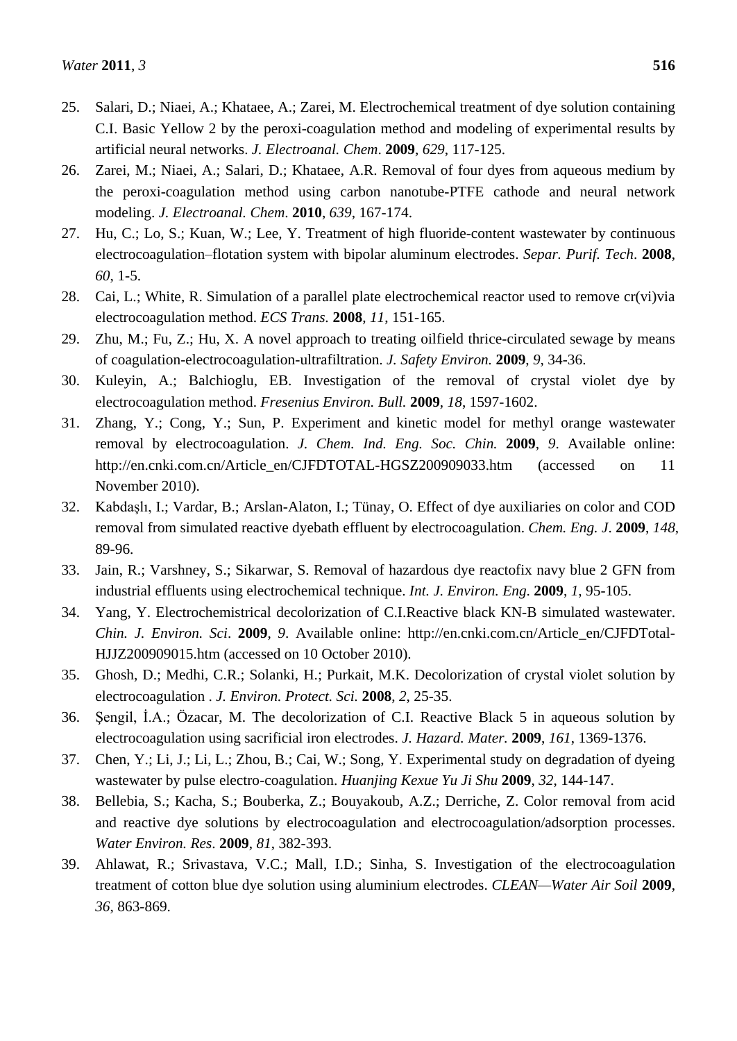25. Salari, D.; Niaei, A.; Khataee, A.; Zarei, M. Electrochemical treatment of dye solution containing C.I. Basic Yellow 2 by the peroxi-coagulation method and modeling of experimental results by artificial neural networks. *J. Electroanal. Chem*. **2009**, *629*, 117-125.
26. Zarei, M.; Niaei, A.; Salari, D.; Khataee, A.R. Removal of four dyes from aqueous medium by the peroxi-coagulation method using carbon nanotube-PTFE cathode and neural network modeling. *J. Electroanal. Chem.* **2010**, *639*, 167-174.
27. Hu, C.; Lo, S.; Kuan, W.; Lee, Y. Treatment of high fluoride-content wastewater by continuous electrocoagulation–flotation system with bipolar aluminum electrodes. *Separ. Purif. Tech*. **2008**, *60*, 1-5.
28. Cai, L.; White, R. Simulation of a parallel plate electrochemical reactor used to remove cr(vi)via electrocoagulation method. *ECS Trans.* **2008**, *11*, 151-165.
29. Zhu, M.; Fu, Z.; Hu, X. A novel approach to treating oilfield thrice-circulated sewage by means of coagulation-electrocoagulation-ultrafiltration. *J. Safety Environ.* **2009**, *9*, 34-36.
30. Kuleyin, A.; Balchioglu, EB. Investigation of the removal of crystal violet dye by electrocoagulation method. *Fresenius Environ. Bull.* **2009**, *18*, 1597-1602.
31. Zhang, Y.; Cong, Y.; Sun, P. Experiment and kinetic model for methyl orange wastewater removal by electrocoagulation. *J. Chem. Ind. Eng. Soc. Chin.* **2009**, *9*. Available online: http://en.cnki.com.cn/Article_en/CJFDTOTAL-HGSZ200909033.htm (accessed on 11 November 2010).
32. Kabdaşlı, I.; Vardar, B.; Arslan-Alaton, I.; Tünay, O. Effect of dye auxiliaries on color and COD removal from simulated reactive dyebath effluent by electrocoagulation. *Chem. Eng. J*. **2009**, *148*, 89-96.
33. Jain, R.; Varshney, S.; Sikarwar, S. Removal of hazardous dye reactofix navy blue 2 GFN from industrial effluents using electrochemical technique. *Int. J. Environ. Eng*. **2009**, *1*, 95-105.
34. Yang, Y. Electrochemistrical decolorization of C.I.Reactive black KN-B simulated wastewater. *Chin. J. Environ. Sci*. **2009**, *9*. Available online: http://en.cnki.com.cn/Article_en/CJFDTotal-HJJZ200909015.htm (accessed on 10 October 2010).
35. Ghosh, D.; Medhi, C.R.; Solanki, H.; Purkait, M.K. Decolorization of crystal violet solution by electrocoagulation . *J. Environ. Protect. Sci.* **2008**, *2*, 25-35.
36. Şengil, İ.A.; Özacar, M. The decolorization of C.I. Reactive Black 5 in aqueous solution by electrocoagulation using sacrificial iron electrodes. *J. Hazard. Mater.* **2009**, *161*, 1369-1376.
37. Chen, Y.; Li, J.; Li, L.; Zhou, B.; Cai, W.; Song, Y. Experimental study on degradation of dyeing wastewater by pulse electro-coagulation. *Huanjing Kexue Yu Ji Shu* **2009**, *32*, 144-147.
38. Bellebia, S.; Kacha, S.; Bouberka, Z.; Bouyakoub, A.Z.; Derriche, Z. Color removal from acid and reactive dye solutions by electrocoagulation and electrocoagulation/adsorption processes. *Water Environ. Res*. **2009**, *81*, 382-393.
39. Ahlawat, R.; Srivastava, V.C.; Mall, I.D.; Sinha, S. Investigation of the electrocoagulation treatment of cotton blue dye solution using aluminium electrodes. *CLEAN—Water Air Soil* **2009**, *36*, 863-869.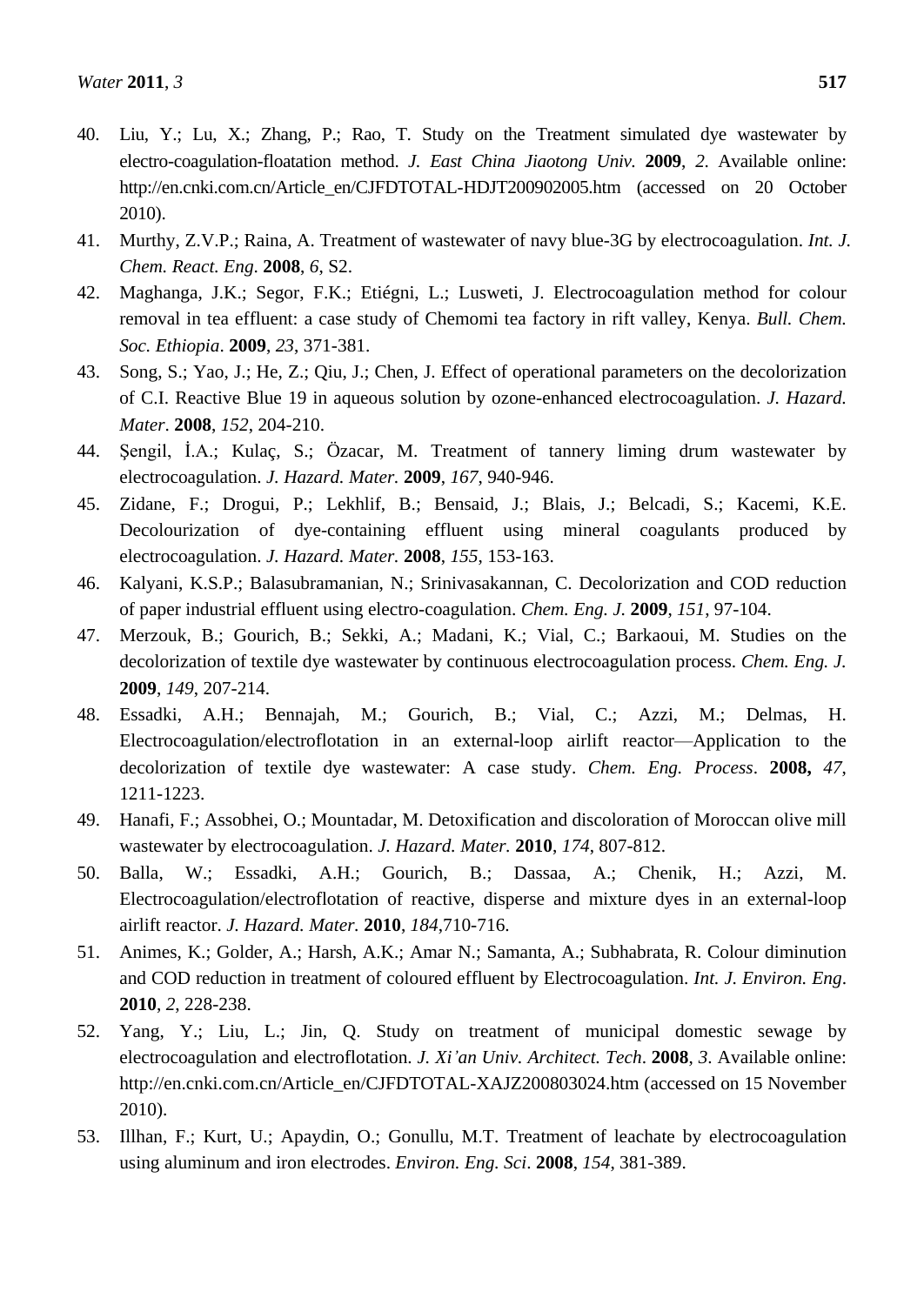40. Liu, Y.; Lu, X.; Zhang, P.; Rao, T. Study on the Treatment simulated dye wastewater by electro-coagulation-floatation method. *J. East China Jiaotong Univ.* **2009**, *2*. Available online: http://en.cnki.com.cn/Article_en/CJFDTOTAL-HDJT200902005.htm (accessed on 20 October 2010).
41. Murthy, Z.V.P.; Raina, A. Treatment of wastewater of navy blue-3G by electrocoagulation. *Int. J. Chem. React. Eng*. **2008**, *6*, S2.
42. Maghanga, J.K.; Segor, F.K.; Etiégni, L.; Lusweti, J. Electrocoagulation method for colour removal in tea effluent: a case study of Chemomi tea factory in rift valley, Kenya. *Bull. Chem. Soc. Ethiopia*. **2009**, *23*, 371-381.
43. Song, S.; Yao, J.; He, Z.; Qiu, J.; Chen, J. Effect of operational parameters on the decolorization of C.I. Reactive Blue 19 in aqueous solution by ozone-enhanced electrocoagulation. *J. Hazard. Mater*. **2008**, *152*, 204-210.
44. Şengil, İ.A.; Kulaç, S.; Özacar, M. Treatment of tannery liming drum wastewater by electrocoagulation. *J. Hazard. Mater.* **2009**, *167*, 940-946.
45. Zidane, F.; Drogui, P.; Lekhlif, B.; Bensaid, J.; Blais, J.; Belcadi, S.; Kacemi, K.E. Decolourization of dye-containing effluent using mineral coagulants produced by electrocoagulation. *J. Hazard. Mater.* **2008**, *155*, 153-163.
46. Kalyani, K.S.P.; Balasubramanian, N.; Srinivasakannan, C. Decolorization and COD reduction of paper industrial effluent using electro-coagulation. *Chem. Eng. J.* **2009**, *151*, 97-104.
47. Merzouk, B.; Gourich, B.; Sekki, A.; Madani, K.; Vial, C.; Barkaoui, M. Studies on the decolorization of textile dye wastewater by continuous electrocoagulation process. *Chem. Eng. J.* **2009**, *149*, 207-214.
48. Essadki, A.H.; Bennajah, M.; Gourich, B.; Vial, C.; Azzi, M.; Delmas, H. Electrocoagulation/electroflotation in an external-loop airlift reactor—Application to the decolorization of textile dye wastewater: A case study. *Chem. Eng. Process*. **2008,** *47*, 1211-1223.
49. Hanafi, F.; Assobhei, O.; Mountadar, M. Detoxification and discoloration of Moroccan olive mill wastewater by electrocoagulation. *J. Hazard. Mater.* **2010**, *174*, 807-812.
50. Balla, W.; Essadki, A.H.; Gourich, B.; Dassaa, A.; Chenik, H.; Azzi, M. Electrocoagulation/electroflotation of reactive, disperse and mixture dyes in an external-loop airlift reactor. *J. Hazard. Mater.* **2010**, *184*,710-716.
51. Animes, K.; Golder, A.; Harsh, A.K.; Amar N.; Samanta, A.; Subhabrata, R. Colour diminution and COD reduction in treatment of coloured effluent by Electrocoagulation. *Int. J. Environ. Eng*. **2010**, *2*, 228-238.
52. Yang, Y.; Liu, L.; Jin, Q. Study on treatment of municipal domestic sewage by electrocoagulation and electroflotation. *J. Xi'an Univ. Architect. Tech*. **2008**, *3*. Available online: http://en.cnki.com.cn/Article_en/CJFDTOTAL-XAJZ200803024.htm (accessed on 15 November 2010).
53. Illhan, F.; Kurt, U.; Apaydin, O.; Gonullu, M.T. Treatment of leachate by electrocoagulation using aluminum and iron electrodes. *Environ. Eng. Sci*. **2008**, *154*, 381-389.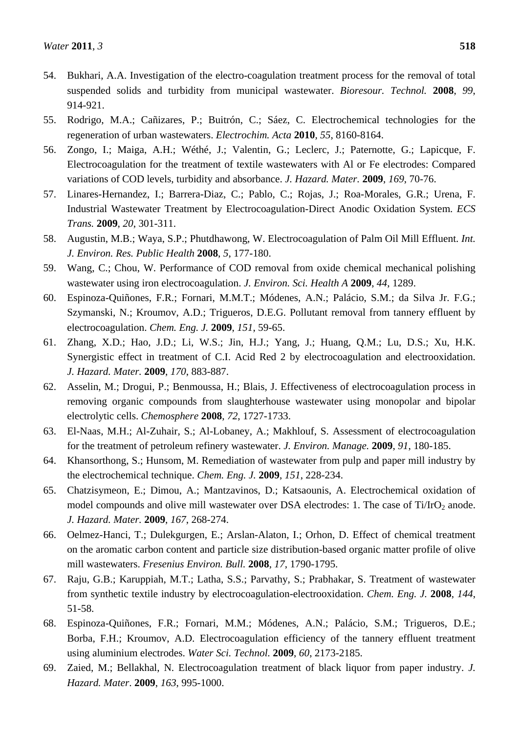54. Bukhari, A.A. Investigation of the electro-coagulation treatment process for the removal of total suspended solids and turbidity from municipal wastewater. *Bioresour. Technol.* **2008**, *99*, 914-921.
55. Rodrigo, M.A.; Cañizares, P.; Buitrón, C.; Sáez, C. Electrochemical technologies for the regeneration of urban wastewaters. *Electrochim. Acta* **2010**, *55*, 8160-8164.
56. Zongo, I.; Maiga, A.H.; Wéthé, J.; Valentin, G.; Leclerc, J.; Paternotte, G.; Lapicque, F. Electrocoagulation for the treatment of textile wastewaters with Al or Fe electrodes: Compared variations of COD levels, turbidity and absorbance. *J. Hazard. Mater.* **2009**, *169*, 70-76.
57. Linares-Hernandez, I.; Barrera-Diaz, C.; Pablo, C.; Rojas, J.; Roa-Morales, G.R.; Urena, F. Industrial Wastewater Treatment by Electrocoagulation-Direct Anodic Oxidation System. *ECS Trans.* **2009**, *20*, 301-311.
58. Augustin, M.B.; Waya, S.P.; Phutdhawong, W. Electrocoagulation of Palm Oil Mill Effluent. *Int. J. Environ. Res. Public Health* **2008**, *5*, 177-180.
59. Wang, C.; Chou, W. Performance of COD removal from oxide chemical mechanical polishing wastewater using iron electrocoagulation. *J. Environ. Sci. Health A* **2009**, *44*, 1289.
60. Espinoza-Quiñones, F.R.; Fornari, M.M.T.; Módenes, A.N.; Palácio, S.M.; da Silva Jr. F.G.; Szymanski, N.; Kroumov, A.D.; Trigueros, D.E.G. Pollutant removal from tannery effluent by electrocoagulation. *Chem. Eng. J.* **2009**, *151*, 59-65.
61. Zhang, X.D.; Hao, J.D.; Li, W.S.; Jin, H.J.; Yang, J.; Huang, Q.M.; Lu, D.S.; Xu, H.K. Synergistic effect in treatment of C.I. Acid Red 2 by electrocoagulation and electrooxidation. *J. Hazard. Mater.* **2009**, *170*, 883-887.
62. Asselin, M.; Drogui, P.; Benmoussa, H.; Blais, J. Effectiveness of electrocoagulation process in removing organic compounds from slaughterhouse wastewater using monopolar and bipolar electrolytic cells. *Chemosphere* **2008**, *72*, 1727-1733.
63. El-Naas, M.H.; Al-Zuhair, S.; Al-Lobaney, A.; Makhlouf, S. Assessment of electrocoagulation for the treatment of petroleum refinery wastewater. *J. Environ. Manage.* **2009**, *91*, 180-185.
64. Khansorthong, S.; Hunsom, M. Remediation of wastewater from pulp and paper mill industry by the electrochemical technique. *Chem. Eng. J.* **2009**, *151*, 228-234.
65. Chatzisymeon, E.; Dimou, A.; Mantzavinos, D.; Katsaounis, A. Electrochemical oxidation of model compounds and olive mill wastewater over DSA electrodes: 1. The case of $Ti/IrO_2$ anode. *J. Hazard. Mater.* **2009**, *167*, 268-274.
66. Oelmez-Hanci, T.; Dulekgurgen, E.; Arslan-Alaton, I.; Orhon, D. Effect of chemical treatment on the aromatic carbon content and particle size distribution-based organic matter profile of olive mill wastewaters. *Fresenius Environ. Bull.* **2008**, *17*, 1790-1795.
67. Raju, G.B.; Karuppiah, M.T.; Latha, S.S.; Parvathy, S.; Prabhakar, S. Treatment of wastewater from synthetic textile industry by electrocoagulation-electrooxidation. *Chem. Eng. J.* **2008**, *144*, 51-58.
68. Espinoza-Quiñones, F.R.; Fornari, M.M.; Módenes, A.N.; Palácio, S.M.; Trigueros, D.E.; Borba, F.H.; Kroumov, A.D. Electrocoagulation efficiency of the tannery effluent treatment using aluminium electrodes. *Water Sci. Technol.* **2009**, *60*, 2173-2185.
69. Zaied, M.; Bellakhal, N. Electrocoagulation treatment of black liquor from paper industry. *J. Hazard. Mater*. **2009**, *163*, 995-1000.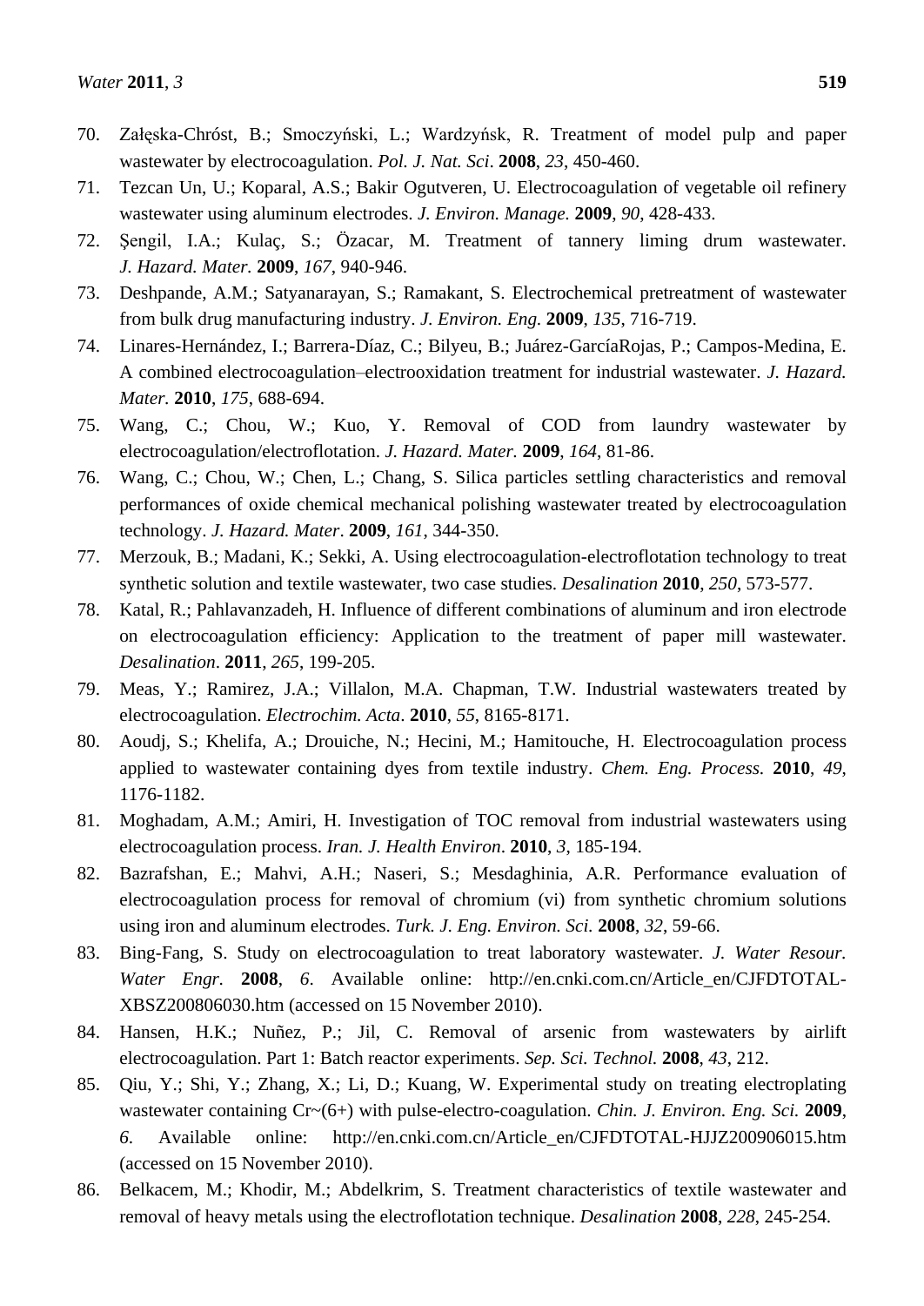70. Załęska-Chróst, B.; Smoczyński, L.; Wardzyńsk, R. Treatment of model pulp and paper wastewater by electrocoagulation. *Pol. J. Nat. Sci*. **2008**, *23*, 450-460.
71. Tezcan Un, U.; Koparal, A.S.; Bakir Ogutveren, U. Electrocoagulation of vegetable oil refinery wastewater using aluminum electrodes. *J. Environ. Manage.* **2009**, *90*, 428-433.
72. Şengil, I.A.; Kulaç, S.; Özacar, M. Treatment of tannery liming drum wastewater. *J. Hazard. Mater.* **2009**, *167*, 940-946.
73. Deshpande, A.M.; Satyanarayan, S.; Ramakant, S. Electrochemical pretreatment of wastewater from bulk drug manufacturing industry. *J. Environ. Eng.* **2009**, *135*, 716-719.
74. Linares-Hernández, I.; Barrera-Díaz, C.; Bilyeu, B.; Juárez-GarcíaRojas, P.; Campos-Medina, E. A combined electrocoagulation–electrooxidation treatment for industrial wastewater. *J. Hazard. Mater.* **2010**, *175*, 688-694.
75. Wang, C.; Chou, W.; Kuo, Y. Removal of COD from laundry wastewater by electrocoagulation/electroflotation. *J. Hazard. Mater.* **2009**, *164*, 81-86.
76. Wang, C.; Chou, W.; Chen, L.; Chang, S. Silica particles settling characteristics and removal performances of oxide chemical mechanical polishing wastewater treated by electrocoagulation technology. *J. Hazard. Mater*. **2009**, *161*, 344-350.
77. Merzouk, B.; Madani, K.; Sekki, A. Using electrocoagulation-electroflotation technology to treat synthetic solution and textile wastewater, two case studies. *Desalination* **2010**, *250*, 573-577.
78. Katal, R.; Pahlavanzadeh, H. Influence of different combinations of aluminum and iron electrode on electrocoagulation efficiency: Application to the treatment of paper mill wastewater. *Desalination*. **2011**, *265*, 199-205.
79. Meas, Y.; Ramirez, J.A.; Villalon, M.A. Chapman, T.W. Industrial wastewaters treated by electrocoagulation. *Electrochim. Acta*. **2010**, *55*, 8165-8171.
80. Aoudj, S.; Khelifa, A.; Drouiche, N.; Hecini, M.; Hamitouche, H. Electrocoagulation process applied to wastewater containing dyes from textile industry. *Chem. Eng. Process.* **2010**, *49*, 1176-1182.
81. Moghadam, A.M.; Amiri, H. Investigation of TOC removal from industrial wastewaters using electrocoagulation process. *Iran. J. Health Environ*. **2010**, *3*, 185-194.
82. Bazrafshan, E.; Mahvi, A.H.; Naseri, S.; Mesdaghinia, A.R. Performance evaluation of electrocoagulation process for removal of chromium (vi) from synthetic chromium solutions using iron and aluminum electrodes. *Turk. J. Eng. Environ. Sci.* **2008**, *32*, 59-66.
83. Bing-Fang, S. Study on electrocoagulation to treat laboratory wastewater. *J. Water Resour. Water Engr.* **2008**, *6*. Available online: http://en.cnki.com.cn/Article_en/CJFDTOTAL-XBSZ200806030.htm (accessed on 15 November 2010).
84. Hansen, H.K.; Nuñez, P.; Jil, C. Removal of arsenic from wastewaters by airlift electrocoagulation. Part 1: Batch reactor experiments. *Sep. Sci. Technol.* **2008**, *43*, 212.
85. Qiu, Y.; Shi, Y.; Zhang, X.; Li, D.; Kuang, W. Experimental study on treating electroplating wastewater containing Cr~(6+) with pulse-electro-coagulation. *Chin. J. Environ. Eng. Sci.* **2009**, *6*. Available online: http://en.cnki.com.cn/Article_en/CJFDTOTAL-HJJZ200906015.htm (accessed on 15 November 2010).
86. Belkacem, M.; Khodir, M.; Abdelkrim, S. Treatment characteristics of textile wastewater and removal of heavy metals using the electroflotation technique. *Desalination* **2008**, *228*, 245-254.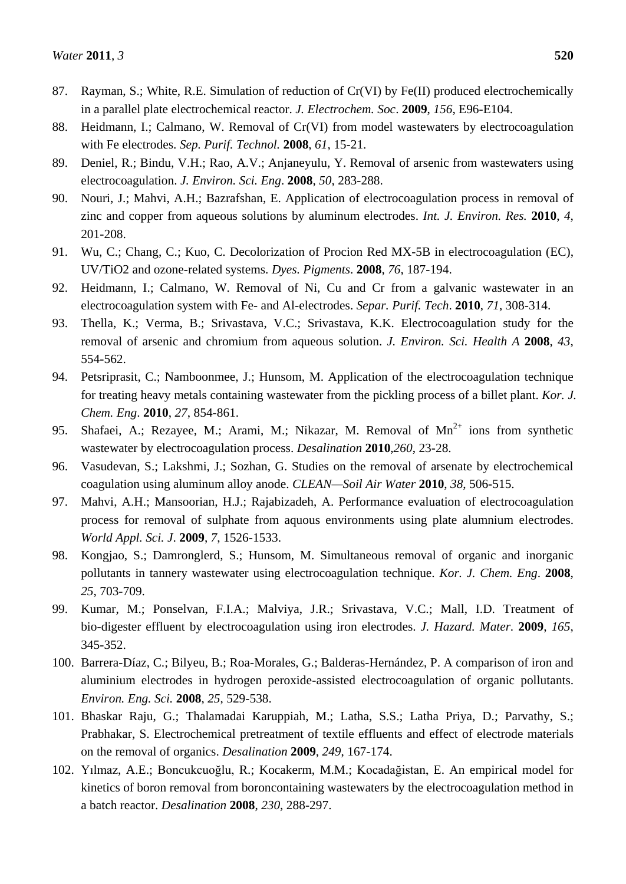87. Rayman, S.; White, R.E. Simulation of reduction of Cr(VI) by Fe(II) produced electrochemically in a parallel plate electrochemical reactor. *J. Electrochem. Soc*. **2009**, *156*, E96-E104.
88. Heidmann, I.; Calmano, W. Removal of Cr(VI) from model wastewaters by electrocoagulation with Fe electrodes. *Sep. Purif. Technol.* **2008**, *61*, 15-21.
89. Deniel, R.; Bindu, V.H.; Rao, A.V.; Anjaneyulu, Y. Removal of arsenic from wastewaters using electrocoagulation. *J. Environ. Sci. Eng*. **2008**, *50*, 283-288.
90. Nouri, J.; Mahvi, A.H.; Bazrafshan, E. Application of electrocoagulation process in removal of zinc and copper from aqueous solutions by aluminum electrodes. *Int. J. Environ. Res.* **2010**, *4*, 201-208.
91. Wu, C.; Chang, C.; Kuo, C. Decolorization of Procion Red MX-5B in electrocoagulation (EC), UV/TiO2 and ozone-related systems. *Dyes. Pigments*. **2008**, *76*, 187-194.
92. Heidmann, I.; Calmano, W. Removal of Ni, Cu and Cr from a galvanic wastewater in an electrocoagulation system with Fe- and Al-electrodes. *Separ. Purif. Tech*. **2010**, *71*, 308-314.
93. Thella, K.; Verma, B.; Srivastava, V.C.; Srivastava, K.K. Electrocoagulation study for the removal of arsenic and chromium from aqueous solution. *J. Environ. Sci. Health A* **2008**, *43*, 554-562.
94. Petsriprasit, C.; Namboonmee, J.; Hunsom, M. Application of the electrocoagulation technique for treating heavy metals containing wastewater from the pickling process of a billet plant. *Kor. J. Chem. Eng*. **2010**, *27*, 854-861.
95. Shafaei, A.; Rezayee, M.; Arami, M.; Nikazar, M. Removal of $Mn^{2+}$ ions from synthetic wastewater by electrocoagulation process. *Desalination* **2010**,*260*, 23-28.
96. Vasudevan, S.; Lakshmi, J.; Sozhan, G. Studies on the removal of arsenate by electrochemical coagulation using aluminum alloy anode. *CLEAN—Soil Air Water* **2010**, *38*, 506-515.
97. Mahvi, A.H.; Mansoorian, H.J.; Rajabizadeh, A. Performance evaluation of electrocoagulation process for removal of sulphate from aquous environments using plate alumnium electrodes. *World Appl. Sci. J*. **2009**, *7*, 1526-1533.
98. Kongjao, S.; Damronglerd, S.; Hunsom, M. Simultaneous removal of organic and inorganic pollutants in tannery wastewater using electrocoagulation technique. *Kor. J. Chem. Eng*. **2008**, *25*, 703-709.
99. Kumar, M.; Ponselvan, F.I.A.; Malviya, J.R.; Srivastava, V.C.; Mall, I.D. Treatment of bio-digester effluent by electrocoagulation using iron electrodes. *J. Hazard. Mater*. **2009**, *165*, 345-352.
100. Barrera-Díaz, C.; Bilyeu, B.; Roa-Morales, G.; Balderas-Hernández, P. A comparison of iron and aluminium electrodes in hydrogen peroxide-assisted electrocoagulation of organic pollutants. *Environ. Eng. Sci.* **2008**, *25*, 529-538.
101. Bhaskar Raju, G.; Thalamadai Karuppiah, M.; Latha, S.S.; Latha Priya, D.; Parvathy, S.; Prabhakar, S. Electrochemical pretreatment of textile effluents and effect of electrode materials on the removal of organics. *Desalination* **2009**, *249*, 167-174.
102. Yılmaz, A.E.; Boncukcuoğlu, R.; Kocakerm, M.M.; Kocadağistan, E. An empirical model for kinetics of boron removal from boroncontaining wastewaters by the electrocoagulation method in a batch reactor. *Desalination* **2008**, *230*, 288-297.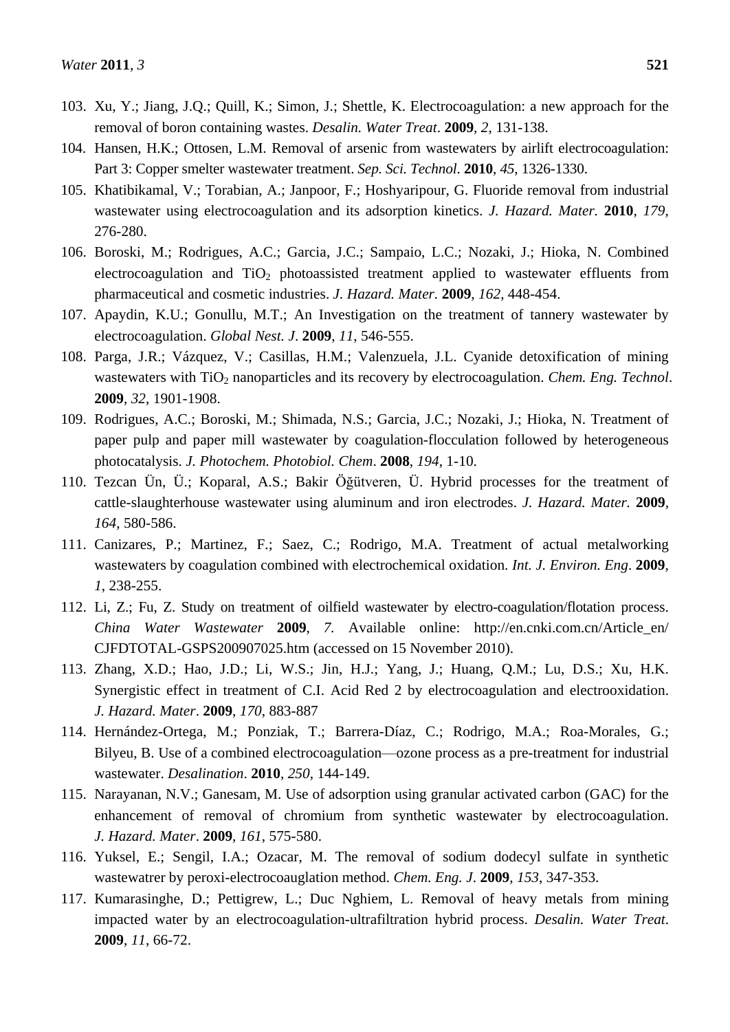103. Xu, Y.; Jiang, J.Q.; Quill, K.; Simon, J.; Shettle, K. Electrocoagulation: a new approach for the removal of boron containing wastes. *Desalin. Water Treat*. **2009**, *2*, 131-138.
104. Hansen, H.K.; Ottosen, L.M. Removal of arsenic from wastewaters by airlift electrocoagulation: Part 3: Copper smelter wastewater treatment. *Sep. Sci. Technol.* **2010**, *45*, 1326-1330.
105. Khatibikamal, V.; Torabian, A.; Janpoor, F.; Hoshyaripour, G. Fluoride removal from industrial wastewater using electrocoagulation and its adsorption kinetics. *J. Hazard. Mater.* **2010**, *179*, 276-280.
106. Boroski, M.; Rodrigues, A.C.; Garcia, J.C.; Sampaio, L.C.; Nozaki, J.; Hioka, N. Combined electrocoagulation and $TiO_2$ photoassisted treatment applied to wastewater effluents from pharmaceutical and cosmetic industries. *J. Hazard. Mater.* **2009**, *162*, 448-454.
107. Apaydin, K.U.; Gonullu, M.T.; An Investigation on the treatment of tannery wastewater by electrocoagulation. *Global Nest. J*. **2009**, *11*, 546-555.
108. Parga, J.R.; Vázquez, V.; Casillas, H.M.; Valenzuela, J.L. Cyanide detoxification of mining wastewaters with $TiO_2$ nanoparticles and its recovery by electrocoagulation. *Chem. Eng. Technol*. **2009**, *32*, 1901-1908.
109. Rodrigues, A.C.; Boroski, M.; Shimada, N.S.; Garcia, J.C.; Nozaki, J.; Hioka, N. Treatment of paper pulp and paper mill wastewater by coagulation-flocculation followed by heterogeneous photocatalysis. *J. Photochem. Photobiol. Chem*. **2008**, *194*, 1-10.
110. Tezcan Ün, Ü.; Koparal, A.S.; Bakir Öğütveren, Ü. Hybrid processes for the treatment of cattle-slaughterhouse wastewater using aluminum and iron electrodes. *J. Hazard. Mater.* **2009**, *164*, 580-586.
111. Canizares, P.; Martinez, F.; Saez, C.; Rodrigo, M.A. Treatment of actual metalworking wastewaters by coagulation combined with electrochemical oxidation. *Int. J. Environ. Eng*. **2009**, *1*, 238-255.
112. Li, Z.; Fu, Z. Study on treatment of oilfield wastewater by electro-coagulation/flotation process. *China Water Wastewater* **2009**, *7*. Available online: http://en.cnki.com.cn/Article_en/CJFDTOTAL-GSPS200907025.htm (accessed on 15 November 2010).
113. Zhang, X.D.; Hao, J.D.; Li, W.S.; Jin, H.J.; Yang, J.; Huang, Q.M.; Lu, D.S.; Xu, H.K. Synergistic effect in treatment of C.I. Acid Red 2 by electrocoagulation and electrooxidation. *J. Hazard. Mater*. **2009**, *170*, 883-887
114. Hernández-Ortega, M.; Ponziak, T.; Barrera-Díaz, C.; Rodrigo, M.A.; Roa-Morales, G.; Bilyeu, B. Use of a combined electrocoagulation—ozone process as a pre-treatment for industrial wastewater. *Desalination*. **2010**, *250*, 144-149.
115. Narayanan, N.V.; Ganesam, M. Use of adsorption using granular activated carbon (GAC) for the enhancement of removal of chromium from synthetic wastewater by electrocoagulation. *J. Hazard. Mater*. **2009**, *161*, 575-580.
116. Yuksel, E.; Sengil, I.A.; Ozacar, M. The removal of sodium dodecyl sulfate in synthetic wastewatrer by peroxi-electrocoauglation method. *Chem. Eng. J*. **2009**, *153*, 347-353.
117. Kumarasinghe, D.; Pettigrew, L.; Duc Nghiem, L. Removal of heavy metals from mining impacted water by an electrocoagulation-ultrafiltration hybrid process. *Desalin. Water Treat*. **2009**, *11*, 66-72.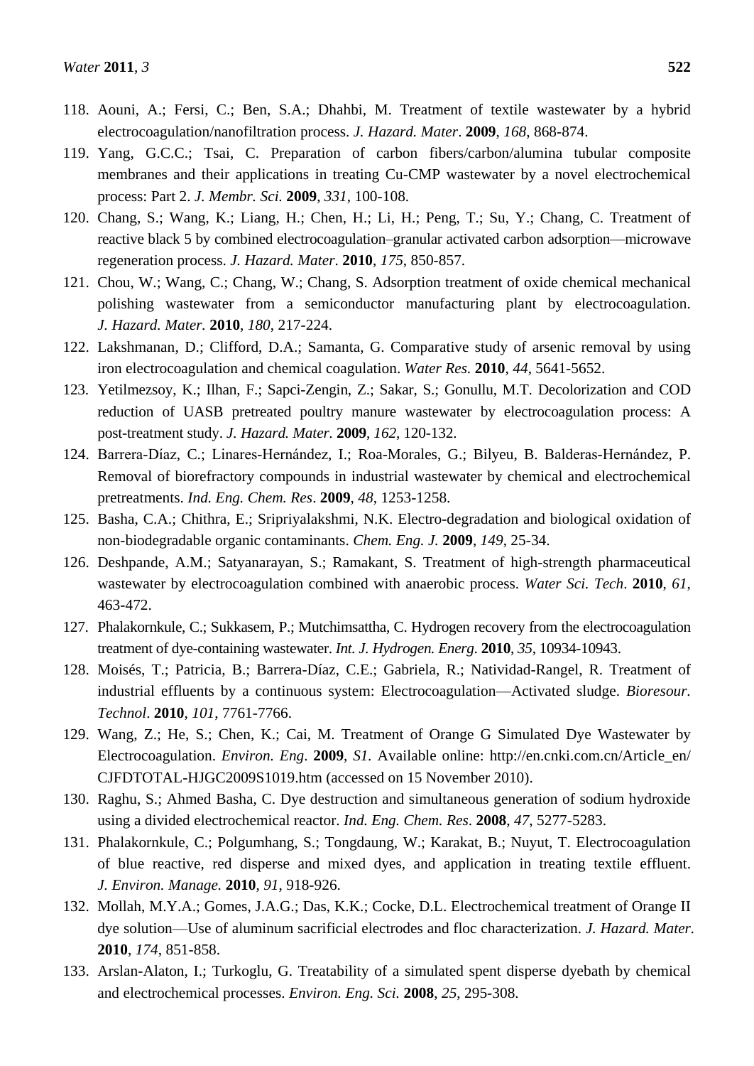118. Aouni, A.; Fersi, C.; Ben, S.A.; Dhahbi, M. Treatment of textile wastewater by a hybrid electrocoagulation/nanofiltration process. *J. Hazard. Mater*. **2009**, *168*, 868-874.
119. Yang, G.C.C.; Tsai, C. Preparation of carbon fibers/carbon/alumina tubular composite membranes and their applications in treating Cu-CMP wastewater by a novel electrochemical process: Part 2. *J. Membr. Sci.* **2009**, *331*, 100-108.
120. Chang, S.; Wang, K.; Liang, H.; Chen, H.; Li, H.; Peng, T.; Su, Y.; Chang, C. Treatment of reactive black 5 by combined electrocoagulation–granular activated carbon adsorption—microwave regeneration process. *J. Hazard. Mater*. **2010**, *175*, 850-857.
121. Chou, W.; Wang, C.; Chang, W.; Chang, S. Adsorption treatment of oxide chemical mechanical polishing wastewater from a semiconductor manufacturing plant by electrocoagulation. *J. Hazard. Mater.* **2010**, *180*, 217-224.
122. Lakshmanan, D.; Clifford, D.A.; Samanta, G. Comparative study of arsenic removal by using iron electrocoagulation and chemical coagulation. *Water Res.* **2010**, *44*, 5641-5652.
123. Yetilmezsoy, K.; Ilhan, F.; Sapci-Zengin, Z.; Sakar, S.; Gonullu, M.T. Decolorization and COD reduction of UASB pretreated poultry manure wastewater by electrocoagulation process: A post-treatment study. *J. Hazard. Mater.* **2009**, *162*, 120-132.
124. Barrera-Díaz, C.; Linares-Hernández, I.; Roa-Morales, G.; Bilyeu, B. Balderas-Hernández, P. Removal of biorefractory compounds in industrial wastewater by chemical and electrochemical pretreatments. *Ind. Eng. Chem. Res*. **2009**, *48*, 1253-1258.
125. Basha, C.A.; Chithra, E.; Sripriyalakshmi, N.K. Electro-degradation and biological oxidation of non-biodegradable organic contaminants. *Chem. Eng. J.* **2009**, *149*, 25-34.
126. Deshpande, A.M.; Satyanarayan, S.; Ramakant, S. Treatment of high-strength pharmaceutical wastewater by electrocoagulation combined with anaerobic process. *Water Sci. Tech*. **2010**, *61*, 463-472.
127. Phalakornkule, C.; Sukkasem, P.; Mutchimsattha, C. Hydrogen recovery from the electrocoagulation treatment of dye-containing wastewater. *Int. J. Hydrogen. Energ*. **2010**, *35*, 10934-10943.
128. Moisés, T.; Patricia, B.; Barrera-Díaz, C.E.; Gabriela, R.; Natividad-Rangel, R. Treatment of industrial effluents by a continuous system: Electrocoagulation—Activated sludge. *Bioresour. Technol*. **2010**, *101*, 7761-7766.
129. Wang, Z.; He, S.; Chen, K.; Cai, M. Treatment of Orange G Simulated Dye Wastewater by Electrocoagulation. *Environ. Eng*. **2009**, *S1*. Available online: http://en.cnki.com.cn/Article_en/CJFDTOTAL-HJGC2009S1019.htm (accessed on 15 November 2010).
130. Raghu, S.; Ahmed Basha, C. Dye destruction and simultaneous generation of sodium hydroxide using a divided electrochemical reactor. *Ind. Eng. Chem. Res*. **2008**, *47*, 5277-5283.
131. Phalakornkule, C.; Polgumhang, S.; Tongdaung, W.; Karakat, B.; Nuyut, T. Electrocoagulation of blue reactive, red disperse and mixed dyes, and application in treating textile effluent. *J. Environ. Manage.* **2010**, *91*, 918-926.
132. Mollah, M.Y.A.; Gomes, J.A.G.; Das, K.K.; Cocke, D.L. Electrochemical treatment of Orange II dye solution—Use of aluminum sacrificial electrodes and floc characterization. *J. Hazard. Mater.* **2010**, *174*, 851-858.
133. Arslan-Alaton, I.; Turkoglu, G. Treatability of a simulated spent disperse dyebath by chemical and electrochemical processes. *Environ. Eng. Sci.* **2008**, *25*, 295-308.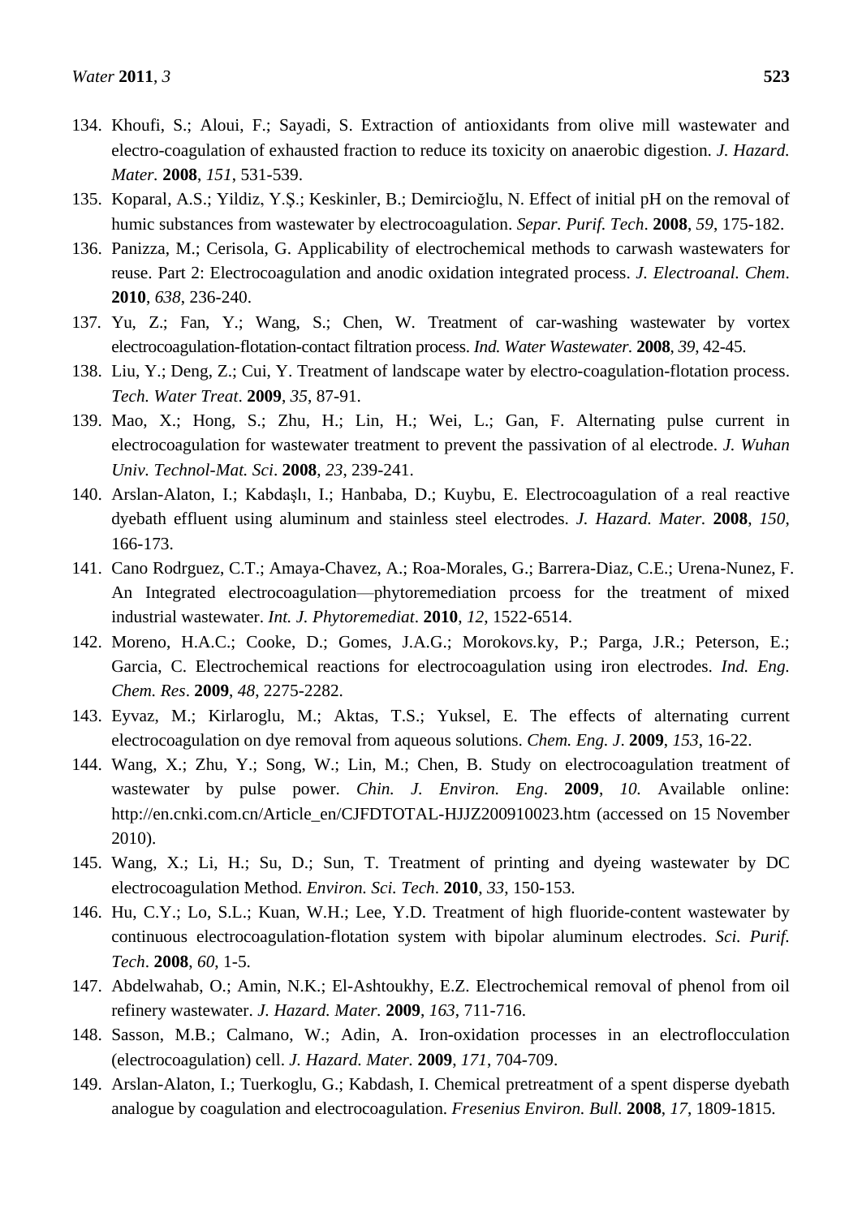134. Khoufi, S.; Aloui, F.; Sayadi, S. Extraction of antioxidants from olive mill wastewater and electro-coagulation of exhausted fraction to reduce its toxicity on anaerobic digestion. *J. Hazard. Mater.* **2008**, *151*, 531-539.
135. Koparal, A.S.; Yildiz, Y.Ş.; Keskinler, B.; Demircioğlu, N. Effect of initial pH on the removal of humic substances from wastewater by electrocoagulation. *Separ. Purif. Tech*. **2008**, *59*, 175-182.
136. Panizza, M.; Cerisola, G. Applicability of electrochemical methods to carwash wastewaters for reuse. Part 2: Electrocoagulation and anodic oxidation integrated process. *J. Electroanal. Chem*. **2010**, *638*, 236-240.
137. Yu, Z.; Fan, Y.; Wang, S.; Chen, W. Treatment of car-washing wastewater by vortex electrocoagulation-flotation-contact filtration process. *Ind. Water Wastewater.* **2008**, *39*, 42-45.
138. Liu, Y.; Deng, Z.; Cui, Y. Treatment of landscape water by electro-coagulation-flotation process. *Tech. Water Treat*. **2009**, *35*, 87-91.
139. Mao, X.; Hong, S.; Zhu, H.; Lin, H.; Wei, L.; Gan, F. Alternating pulse current in electrocoagulation for wastewater treatment to prevent the passivation of al electrode. *J. Wuhan Univ. Technol-Mat. Sci*. **2008**, *23*, 239-241.
140. Arslan-Alaton, I.; Kabdaşlı, I.; Hanbaba, D.; Kuybu, E. Electrocoagulation of a real reactive dyebath effluent using aluminum and stainless steel electrodes. *J. Hazard. Mater.* **2008**, *150*, 166-173.
141. Cano Rodrguez, C.T.; Amaya-Chavez, A.; Roa-Morales, G.; Barrera-Diaz, C.E.; Urena-Nunez, F. An Integrated electrocoagulation—phytoremediation prcoess for the treatment of mixed industrial wastewater. *Int. J. Phytoremediat*. **2010**, *12*, 1522-6514.
142. Moreno, H.A.C.; Cooke, D.; Gomes, J.A.G.; Morokov*s*.ky, P.; Parga, J.R.; Peterson, E.; Garcia, C. Electrochemical reactions for electrocoagulation using iron electrodes. *Ind. Eng. Chem. Res*. **2009**, *48*, 2275-2282.
143. Eyvaz, M.; Kirlaroglu, M.; Aktas, T.S.; Yuksel, E. The effects of alternating current electrocoagulation on dye removal from aqueous solutions. *Chem. Eng. J*. **2009**, *153*, 16-22.
144. Wang, X.; Zhu, Y.; Song, W.; Lin, M.; Chen, B. Study on electrocoagulation treatment of wastewater by pulse power. *Chin. J. Environ. Eng*. **2009**, *10.* Available online: http://en.cnki.com.cn/Article_en/CJFDTOTAL-HJJZ200910023.htm (accessed on 15 November 2010).
145. Wang, X.; Li, H.; Su, D.; Sun, T. Treatment of printing and dyeing wastewater by DC electrocoagulation Method. *Environ. Sci. Tech*. **2010**, *33*, 150-153.
146. Hu, C.Y.; Lo, S.L.; Kuan, W.H.; Lee, Y.D. Treatment of high fluoride-content wastewater by continuous electrocoagulation-flotation system with bipolar aluminum electrodes. *Sci. Purif. Tech*. **2008**, *60*, 1-5.
147. Abdelwahab, O.; Amin, N.K.; El-Ashtoukhy, E.Z. Electrochemical removal of phenol from oil refinery wastewater. *J. Hazard. Mater.* **2009**, *163*, 711-716.
148. Sasson, M.B.; Calmano, W.; Adin, A. Iron-oxidation processes in an electroflocculation (electrocoagulation) cell. *J. Hazard. Mater.* **2009**, *171*, 704-709.
149. Arslan-Alaton, I.; Tuerkoglu, G.; Kabdash, I. Chemical pretreatment of a spent disperse dyebath analogue by coagulation and electrocoagulation. *Fresenius Environ. Bull.* **2008**, *17*, 1809-1815.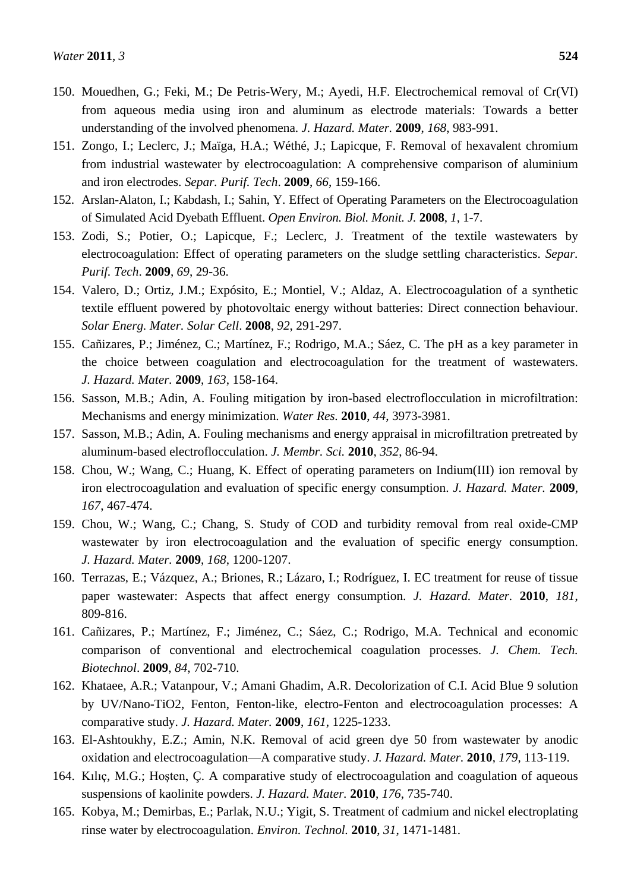150. Mouedhen, G.; Feki, M.; De Petris-Wery, M.; Ayedi, H.F. Electrochemical removal of Cr(VI) from aqueous media using iron and aluminum as electrode materials: Towards a better understanding of the involved phenomena. *J. Hazard. Mater.* **2009**, *168*, 983-991.
151. Zongo, I.; Leclerc, J.; Maïga, H.A.; Wéthé, J.; Lapicque, F. Removal of hexavalent chromium from industrial wastewater by electrocoagulation: A comprehensive comparison of aluminium and iron electrodes. *Separ. Purif. Tech*. **2009**, *66*, 159-166.
152. Arslan-Alaton, I.; Kabdash, I.; Sahin, Y. Effect of Operating Parameters on the Electrocoagulation of Simulated Acid Dyebath Effluent. *Open Environ. Biol. Monit. J.* **2008**, *1*, 1-7.
153. Zodi, S.; Potier, O.; Lapicque, F.; Leclerc, J. Treatment of the textile wastewaters by electrocoagulation: Effect of operating parameters on the sludge settling characteristics. *Separ. Purif. Tech*. **2009**, *69*, 29-36.
154. Valero, D.; Ortiz, J.M.; Expósito, E.; Montiel, V.; Aldaz, A. Electrocoagulation of a synthetic textile effluent powered by photovoltaic energy without batteries: Direct connection behaviour. *Solar Energ. Mater. Solar Cell*. **2008**, *92*, 291-297.
155. Cañizares, P.; Jiménez, C.; Martínez, F.; Rodrigo, M.A.; Sáez, C. The pH as a key parameter in the choice between coagulation and electrocoagulation for the treatment of wastewaters. *J. Hazard. Mater.* **2009**, *163*, 158-164.
156. Sasson, M.B.; Adin, A. Fouling mitigation by iron-based electroflocculation in microfiltration: Mechanisms and energy minimization. *Water Res.* **2010**, *44*, 3973-3981.
157. Sasson, M.B.; Adin, A. Fouling mechanisms and energy appraisal in microfiltration pretreated by aluminum-based electroflocculation. *J. Membr. Sci.* **2010**, *352*, 86-94.
158. Chou, W.; Wang, C.; Huang, K. Effect of operating parameters on Indium(III) ion removal by iron electrocoagulation and evaluation of specific energy consumption. *J. Hazard. Mater.* **2009**, *167*, 467-474.
159. Chou, W.; Wang, C.; Chang, S. Study of COD and turbidity removal from real oxide-CMP wastewater by iron electrocoagulation and the evaluation of specific energy consumption. *J. Hazard. Mater.* **2009**, *168*, 1200-1207.
160. Terrazas, E.; Vázquez, A.; Briones, R.; Lázaro, I.; Rodríguez, I. EC treatment for reuse of tissue paper wastewater: Aspects that affect energy consumption. *J. Hazard. Mater.* **2010**, *181*, 809-816.
161. Cañizares, P.; Martínez, F.; Jiménez, C.; Sáez, C.; Rodrigo, M.A. Technical and economic comparison of conventional and electrochemical coagulation processes. *J. Chem. Tech. Biotechnol*. **2009**, *84*, 702-710.
162. Khataee, A.R.; Vatanpour, V.; Amani Ghadim, A.R. Decolorization of C.I. Acid Blue 9 solution by UV/Nano-TiO2, Fenton, Fenton-like, electro-Fenton and electrocoagulation processes: A comparative study. *J. Hazard. Mater.* **2009**, *161*, 1225-1233.
163. El-Ashtoukhy, E.Z.; Amin, N.K. Removal of acid green dye 50 from wastewater by anodic oxidation and electrocoagulation—A comparative study. *J. Hazard. Mater.* **2010**, *179*, 113-119.
164. Kılıç, M.G.; Hoşten, Ç. A comparative study of electrocoagulation and coagulation of aqueous suspensions of kaolinite powders. *J. Hazard. Mater.* **2010**, *176*, 735-740.
165. Kobya, M.; Demirbas, E.; Parlak, N.U.; Yigit, S. Treatment of cadmium and nickel electroplating rinse water by electrocoagulation. *Environ. Technol.* **2010**, *31*, 1471-1481.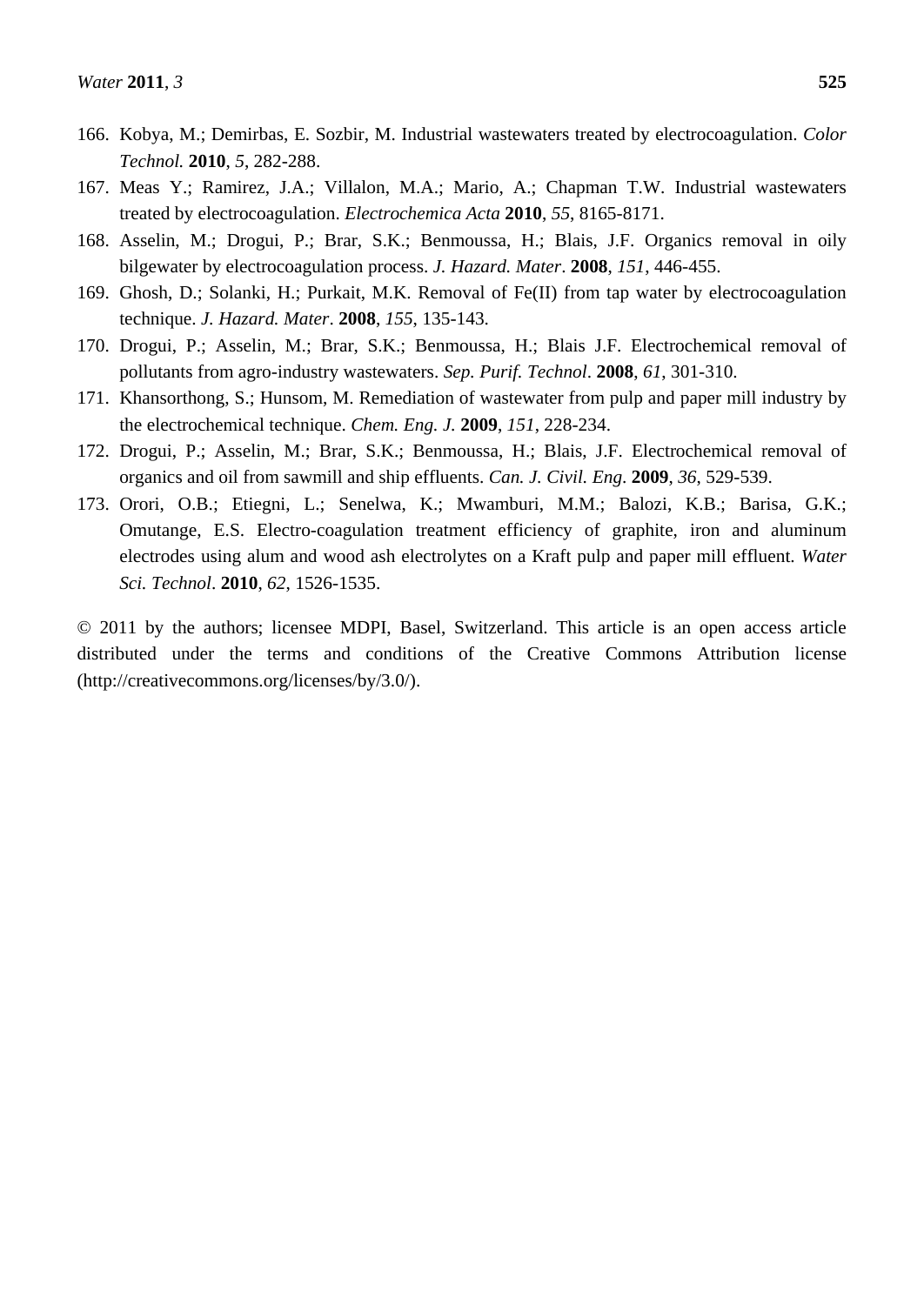166. Kobya, M.; Demirbas, E. Sozbir, M. Industrial wastewaters treated by electrocoagulation. *Color Technol.* **2010**, *5*, 282-288.
167. Meas Y.; Ramirez, J.A.; Villalon, M.A.; Mario, A.; Chapman T.W. Industrial wastewaters treated by electrocoagulation. *Electrochemica Acta* **2010**, *55*, 8165-8171.
168. Asselin, M.; Drogui, P.; Brar, S.K.; Benmoussa, H.; Blais, J.F. Organics removal in oily bilgewater by electrocoagulation process. *J. Hazard. Mater*. **2008**, *151*, 446-455.
169. Ghosh, D.; Solanki, H.; Purkait, M.K. Removal of Fe(II) from tap water by electrocoagulation technique. *J. Hazard. Mater*. **2008**, *155*, 135-143.
170. Drogui, P.; Asselin, M.; Brar, S.K.; Benmoussa, H.; Blais J.F. Electrochemical removal of pollutants from agro-industry wastewaters. *Sep. Purif. Technol*. **2008**, *61*, 301-310.
171. Khansorthong, S.; Hunsom, M. Remediation of wastewater from pulp and paper mill industry by the electrochemical technique. *Chem. Eng. J.* **2009**, *151*, 228-234.
172. Drogui, P.; Asselin, M.; Brar, S.K.; Benmoussa, H.; Blais, J.F. Electrochemical removal of organics and oil from sawmill and ship effluents. *Can. J. Civil. Eng*. **2009**, *36*, 529-539.
173. Orori, O.B.; Etiegni, L.; Senelwa, K.; Mwamburi, M.M.; Balozi, K.B.; Barisa, G.K.; Omutange, E.S. Electro-coagulation treatment efficiency of graphite, iron and aluminum electrodes using alum and wood ash electrolytes on a Kraft pulp and paper mill effluent. *Water Sci. Technol*. **2010**, *62*, 1526-1535.

© 2011 by the authors; licensee MDPI, Basel, Switzerland. This article is an open access article distributed under the terms and conditions of the Creative Commons Attribution license (http://creativecommons.org/licenses/by/3.0/).